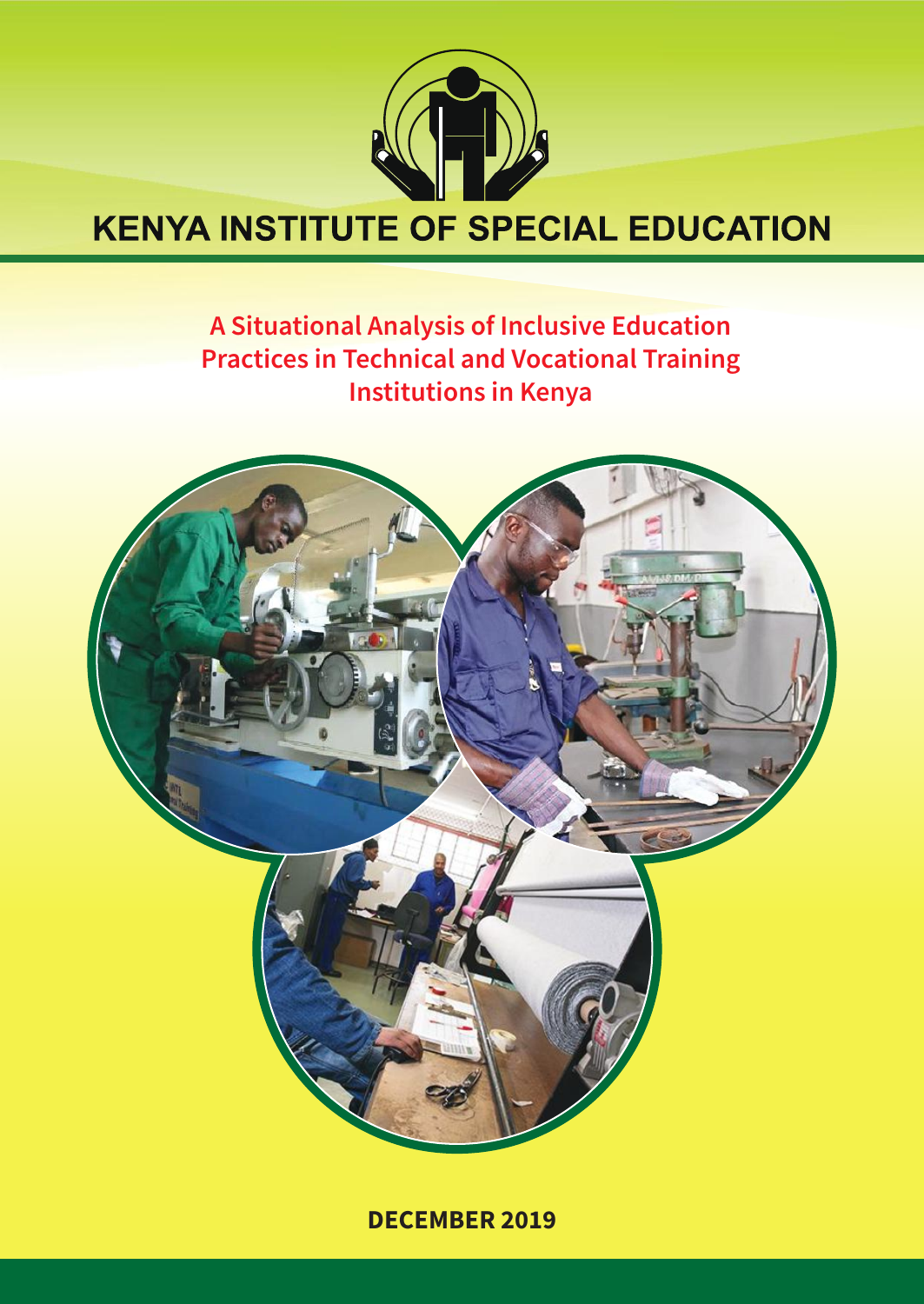# KENYA INSTITUTE OF SPECIAL EDUCATION

## A Situational Analysis of Inclusive Education Practices in Technical and Vocational Training Institutions in Kenya

**DECEMBER 2019**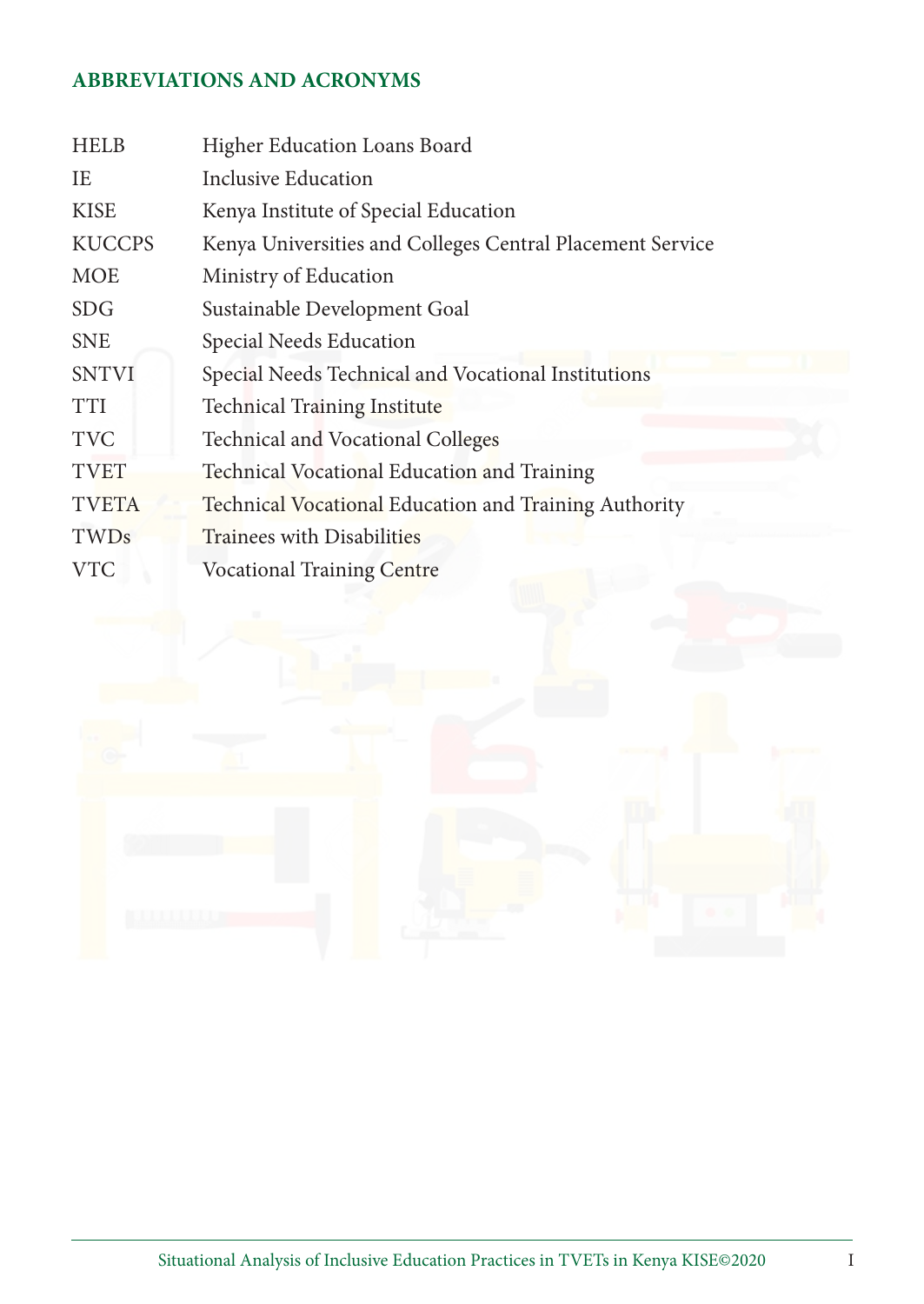## ABBREVIATIONS AND ACRONYMS

| | |
|---|---|
| HELB | Higher Education Loans Board |
| IE | Inclusive Education |
| KISE | Kenya Institute of Special Education |
| KUCCPS | Kenya Universities and Colleges Central Placement Service |
| MOE | Ministry of Education |
| SDG | Sustainable Development Goal |
| SNE | Special Needs Education |
| SNTVI | Special Needs Technical and Vocational Institutions |
| TTI | Technical Training Institute |
| TVC | Technical and Vocational Colleges |
| TVET | Technical Vocational Education and Training |
| TVETA | Technical Vocational Education and Training Authority |
| TWDs | Trainees with Disabilities |
| VTC | Vocational Training Centre |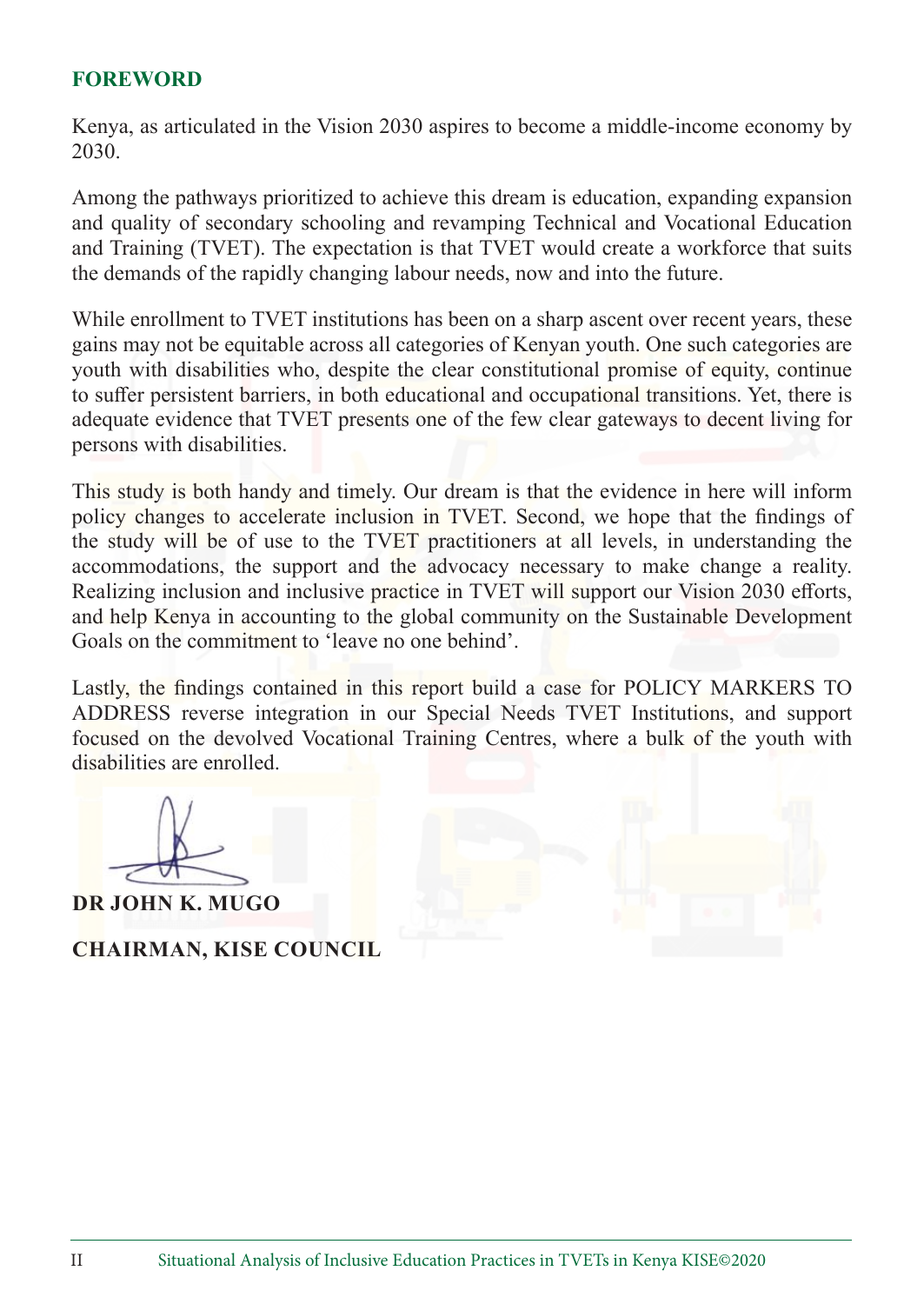## FOREWORD

Kenya, as articulated in the Vision 2030 aspires to become a middle-income economy by 2030.

Among the pathways prioritized to achieve this dream is education, expanding expansion and quality of secondary schooling and revamping Technical and Vocational Education and Training (TVET). The expectation is that TVET would create a workforce that suits the demands of the rapidly changing labour needs, now and into the future.

While enrollment to TVET institutions has been on a sharp ascent over recent years, these gains may not be equitable across all categories of Kenyan youth. One such categories are youth with disabilities who, despite the clear constitutional promise of equity, continue to suffer persistent barriers, in both educational and occupational transitions. Yet, there is adequate evidence that TVET presents one of the few clear gateways to decent living for persons with disabilities.

This study is both handy and timely. Our dream is that the evidence in here will inform policy changes to accelerate inclusion in TVET. Second, we hope that the findings of the study will be of use to the TVET practitioners at all levels, in understanding the accommodations, the support and the advocacy necessary to make change a reality. Realizing inclusion and inclusive practice in TVET will support our Vision 2030 efforts, and help Kenya in accounting to the global community on the Sustainable Development Goals on the commitment to 'leave no one behind'.

Lastly, the findings contained in this report build a case for POLICY MARKERS TO ADDRESS reverse integration in our Special Needs TVET Institutions, and support focused on the devolved Vocational Training Centres, where a bulk of the youth with disabilities are enrolled.

**DR JOHN K. MUGO**

**CHAIRMAN, KISE COUNCIL**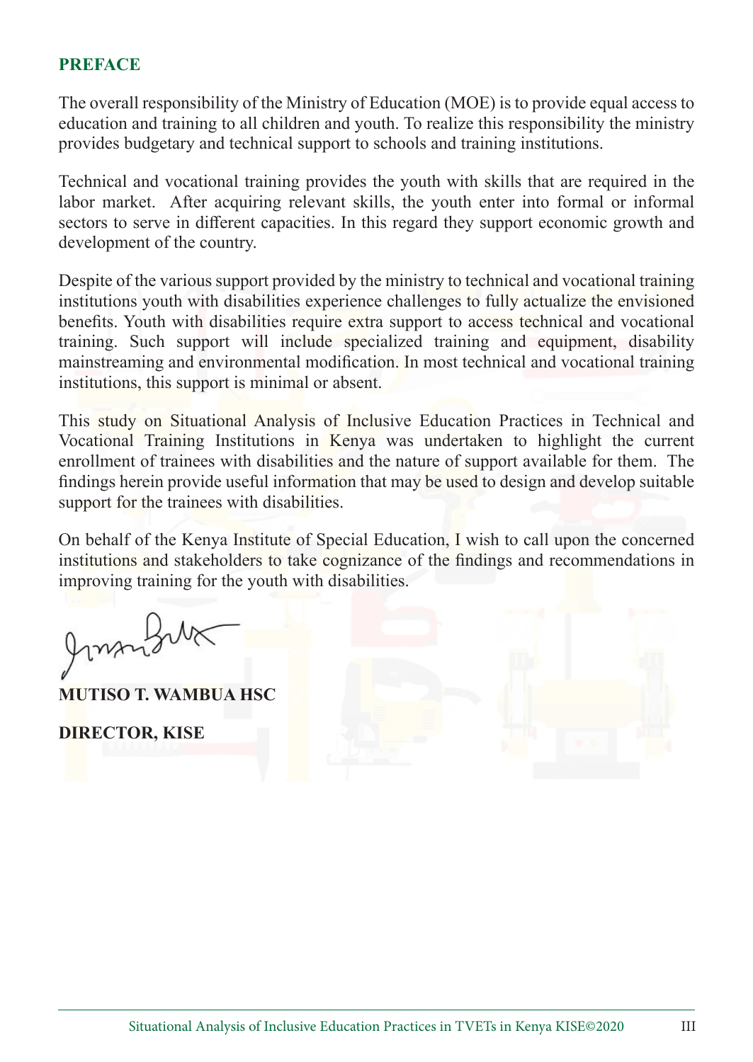## PREFACE

The overall responsibility of the Ministry of Education (MOE) is to provide equal access to education and training to all children and youth. To realize this responsibility the ministry provides budgetary and technical support to schools and training institutions.

Technical and vocational training provides the youth with skills that are required in the labor market. After acquiring relevant skills, the youth enter into formal or informal sectors to serve in different capacities. In this regard they support economic growth and development of the country.

Despite of the various support provided by the ministry to technical and vocational training institutions youth with disabilities experience challenges to fully actualize the envisioned benefits. Youth with disabilities require extra support to access technical and vocational training. Such support will include specialized training and equipment, disability mainstreaming and environmental modification. In most technical and vocational training institutions, this support is minimal or absent.

This study on Situational Analysis of Inclusive Education Practices in Technical and Vocational Training Institutions in Kenya was undertaken to highlight the current enrollment of trainees with disabilities and the nature of support available for them. The findings herein provide useful information that may be used to design and develop suitable support for the trainees with disabilities.

On behalf of the Kenya Institute of Special Education, I wish to call upon the concerned institutions and stakeholders to take cognizance of the findings and recommendations in improving training for the youth with disabilities.

**MUTISO T. WAMBUA HSC**

**DIRECTOR, KISE**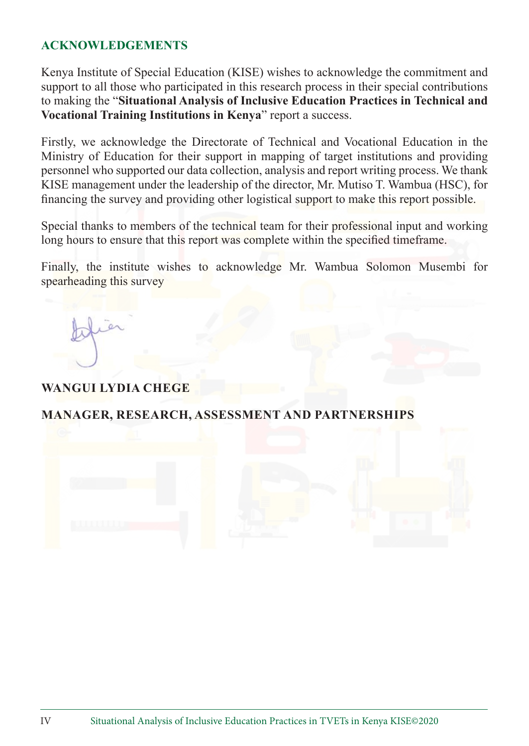## ACKNOWLEDGEMENTS

Kenya Institute of Special Education (KISE) wishes to acknowledge the commitment and support to all those who participated in this research process in their special contributions to making the "**Situational Analysis of Inclusive Education Practices in Technical and Vocational Training Institutions in Kenya**" report a success.

Firstly, we acknowledge the Directorate of Technical and Vocational Education in the Ministry of Education for their support in mapping of target institutions and providing personnel who supported our data collection, analysis and report writing process. We thank KISE management under the leadership of the director, Mr. Mutiso T. Wambua (HSC), for financing the survey and providing other logistical support to make this report possible.

Special thanks to members of the technical team for their professional input and working long hours to ensure that this report was complete within the specified timeframe.

Finally, the institute wishes to acknowledge Mr. Wambua Solomon Musembi for spearheading this survey

**WANGUI LYDIA CHEGE**

**MANAGER, RESEARCH, ASSESSMENT AND PARTNERSHIPS**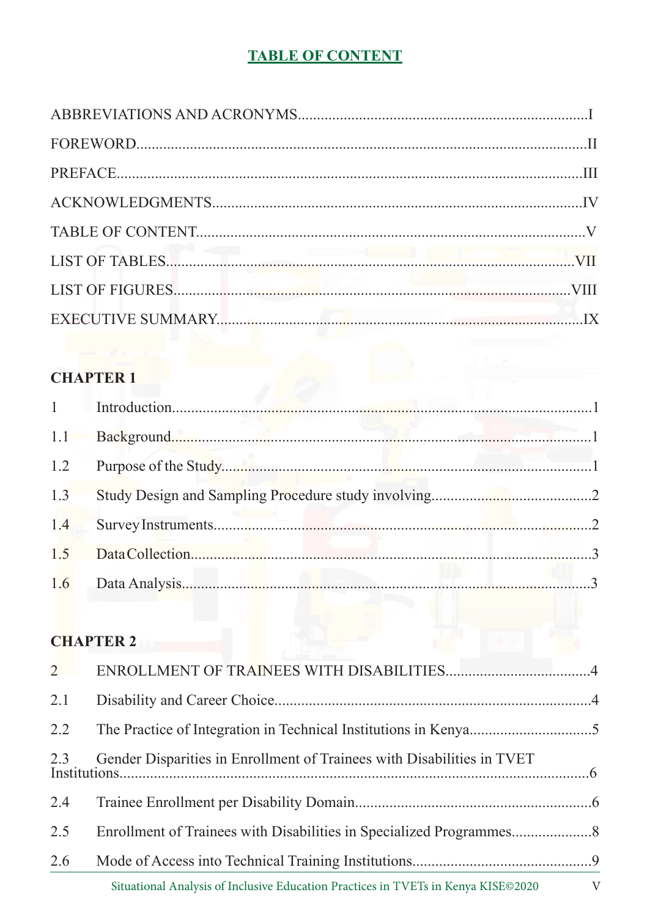# TABLE OF CONTENT

ABBREVIATIONS AND ACRONYMS....................I
FOREWORD....................II
PREFACE....................III
ACKNOWLEDGMENTS....................IV
TABLE OF CONTENT....................V
LIST OF TABLES....................VII
LIST OF FIGURES....................VIII
EXECUTIVE SUMMARY....................IX

**CHAPTER 1**

1 Introduction....................1
1.1 Background....................1
1.2 Purpose of the Study....................1
1.3 Study Design and Sampling Procedure study involving....................2
1.4 Survey Instruments....................2
1.5 Data Collection....................3
1.6 Data Analysis....................3

**CHAPTER 2**

2 ENROLLMENT OF TRAINEES WITH DISABILITIES....................4
2.1 Disability and Career Choice....................4
2.2 The Practice of Integration in Technical Institutions in Kenya....................5
2.3 Gender Disparities in Enrollment of Trainees with Disabilities in TVET Institutions....................6
2.4 Trainee Enrollment per Disability Domain....................6
2.5 Enrollment of Trainees with Disabilities in Specialized Programmes....................8
2.6 Mode of Access into Technical Training Institutions....................9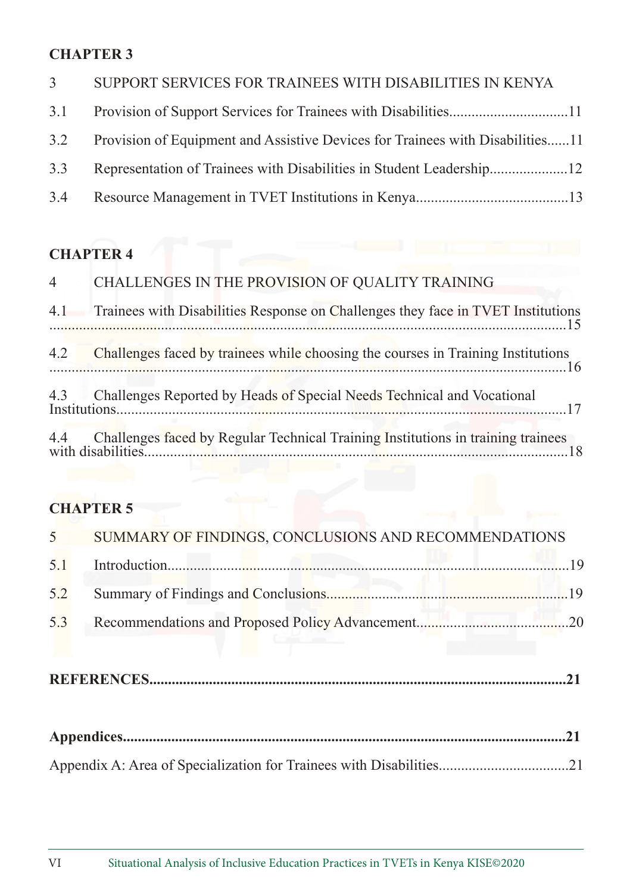**CHAPTER 3**

3 SUPPORT SERVICES FOR TRAINEES WITH DISABILITIES IN KENYA

3.1 Provision of Support Services for Trainees with Disabilities................................11

3.2 Provision of Equipment and Assistive Devices for Trainees with Disabilities......11

3.3 Representation of Trainees with Disabilities in Student Leadership.....................12

3.4 Resource Management in TVET Institutions in Kenya.........................................13

**CHAPTER 4**

4 CHALLENGES IN THE PROVISION OF QUALITY TRAINING

4.1 Trainees with Disabilities Response on Challenges they face in TVET Institutions ..........................................................................................................................15

4.2 Challenges faced by trainees while choosing the courses in Training Institutions ..........................................................................................................................16

4.3 Challenges Reported by Heads of Special Needs Technical and Vocational Institutions........................................................................................................17

4.4 Challenges faced by Regular Technical Training Institutions in training trainees with disabilities..................................................................................................18

**CHAPTER 5**

5 SUMMARY OF FINDINGS, CONCLUSIONS AND RECOMMENDATIONS

5.1 Introduction...........................................................................................19

5.2 Summary of Findings and Conclusions.................................................................19

5.3 Recommendations and Proposed Policy Advancement........................................20

**REFERENCES................................................................................................................21**

**Appendices.....................................................................................................................21**

Appendix A: Area of Specialization for Trainees with Disabilities..................................21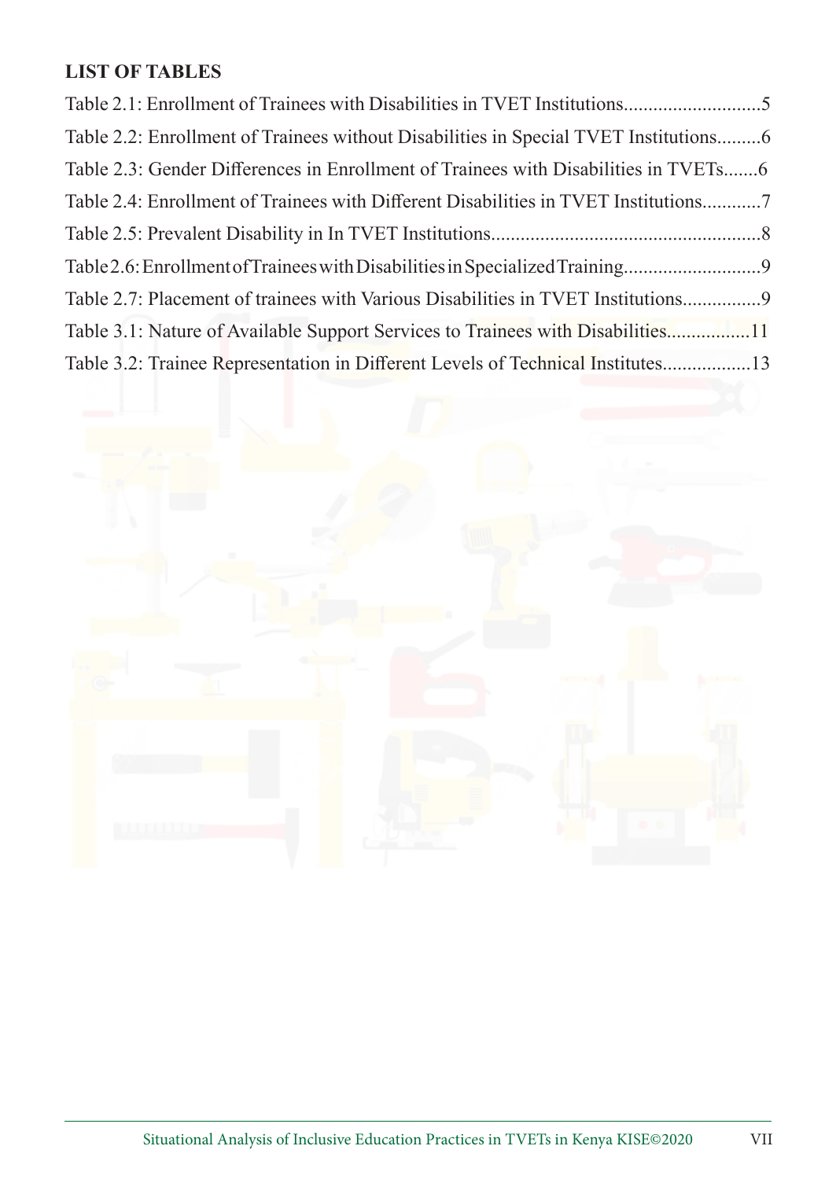## LIST OF TABLES

Table 2.1: Enrollment of Trainees with Disabilities in TVET Institutions............................5

Table 2.2: Enrollment of Trainees without Disabilities in Special TVET Institutions.........6

Table 2.3: Gender Differences in Enrollment of Trainees with Disabilities in TVETs.......6

Table 2.4: Enrollment of Trainees with Different Disabilities in TVET Institutions............7

Table 2.5: Prevalent Disability in In TVET Institutions.......................................................8

Table 2.6: Enrollment of Trainees with Disabilities in Specialized Training............................9

Table 2.7: Placement of trainees with Various Disabilities in TVET Institutions................9

Table 3.1: Nature of Available Support Services to Trainees with Disabilities.................11

Table 3.2: Trainee Representation in Different Levels of Technical Institutes..................13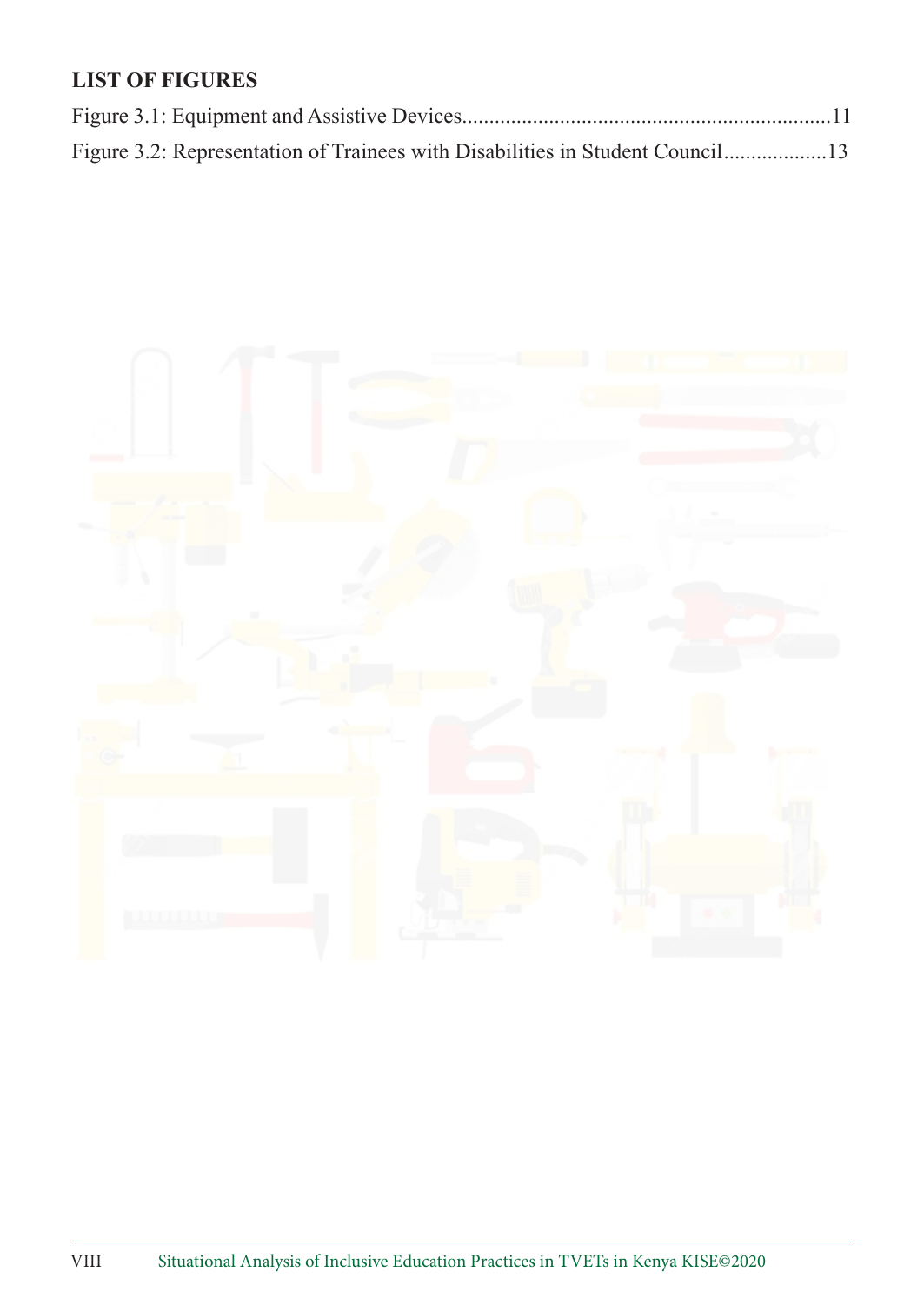## LIST OF FIGURES

Figure 3.1: Equipment and Assistive Devices....................................................................11

Figure 3.2: Representation of Trainees with Disabilities in Student Council...................13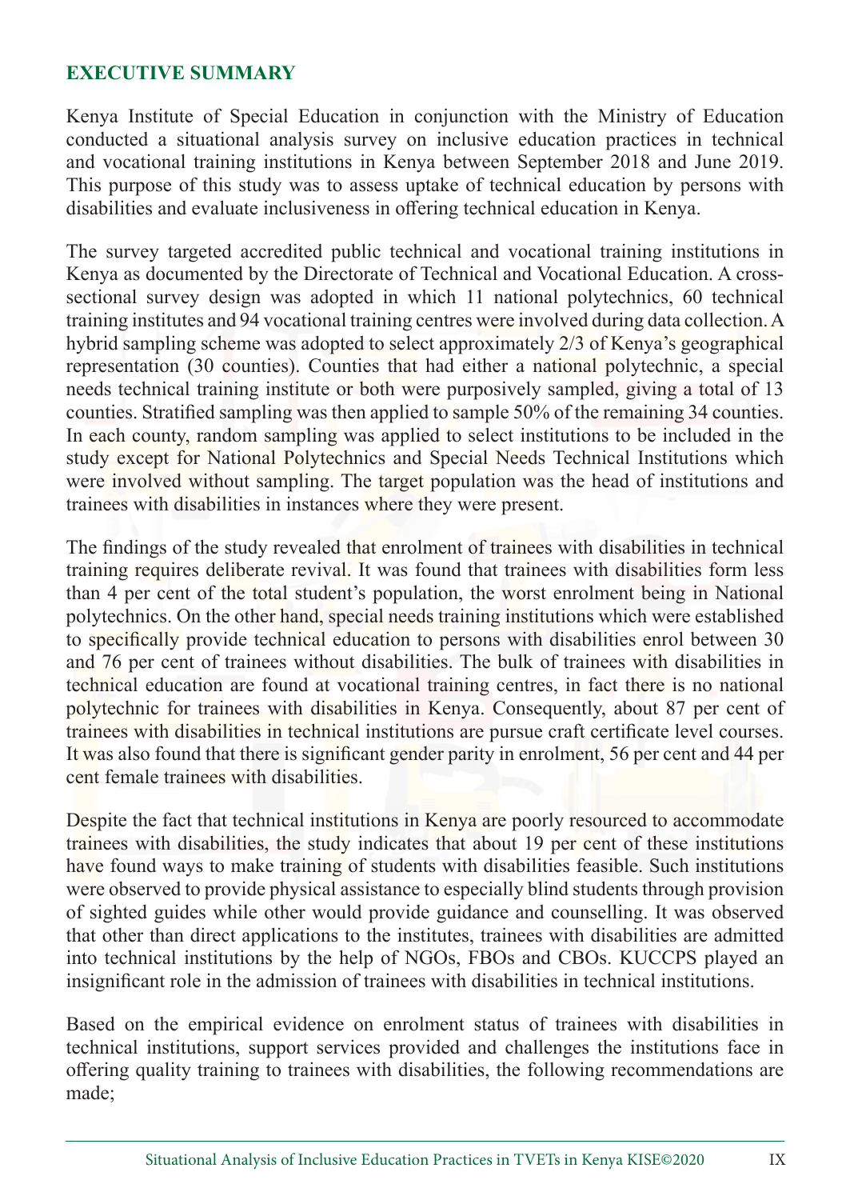## EXECUTIVE SUMMARY

Kenya Institute of Special Education in conjunction with the Ministry of Education conducted a situational analysis survey on inclusive education practices in technical and vocational training institutions in Kenya between September 2018 and June 2019. This purpose of this study was to assess uptake of technical education by persons with disabilities and evaluate inclusiveness in offering technical education in Kenya.

The survey targeted accredited public technical and vocational training institutions in Kenya as documented by the Directorate of Technical and Vocational Education. A cross-sectional survey design was adopted in which 11 national polytechnics, 60 technical training institutes and 94 vocational training centres were involved during data collection. A hybrid sampling scheme was adopted to select approximately 2/3 of Kenya's geographical representation (30 counties). Counties that had either a national polytechnic, a special needs technical training institute or both were purposively sampled, giving a total of 13 counties. Stratified sampling was then applied to sample 50% of the remaining 34 counties. In each county, random sampling was applied to select institutions to be included in the study except for National Polytechnics and Special Needs Technical Institutions which were involved without sampling. The target population was the head of institutions and trainees with disabilities in instances where they were present.

The findings of the study revealed that enrolment of trainees with disabilities in technical training requires deliberate revival. It was found that trainees with disabilities form less than 4 per cent of the total student's population, the worst enrolment being in National polytechnics. On the other hand, special needs training institutions which were established to specifically provide technical education to persons with disabilities enrol between 30 and 76 per cent of trainees without disabilities. The bulk of trainees with disabilities in technical education are found at vocational training centres, in fact there is no national polytechnic for trainees with disabilities in Kenya. Consequently, about 87 per cent of trainees with disabilities in technical institutions are pursue craft certificate level courses. It was also found that there is significant gender parity in enrolment, 56 per cent and 44 per cent female trainees with disabilities.

Despite the fact that technical institutions in Kenya are poorly resourced to accommodate trainees with disabilities, the study indicates that about 19 per cent of these institutions have found ways to make training of students with disabilities feasible. Such institutions were observed to provide physical assistance to especially blind students through provision of sighted guides while other would provide guidance and counselling. It was observed that other than direct applications to the institutes, trainees with disabilities are admitted into technical institutions by the help of NGOs, FBOs and CBOs. KUCCPS played an insignificant role in the admission of trainees with disabilities in technical institutions.

Based on the empirical evidence on enrolment status of trainees with disabilities in technical institutions, support services provided and challenges the institutions face in offering quality training to trainees with disabilities, the following recommendations are made;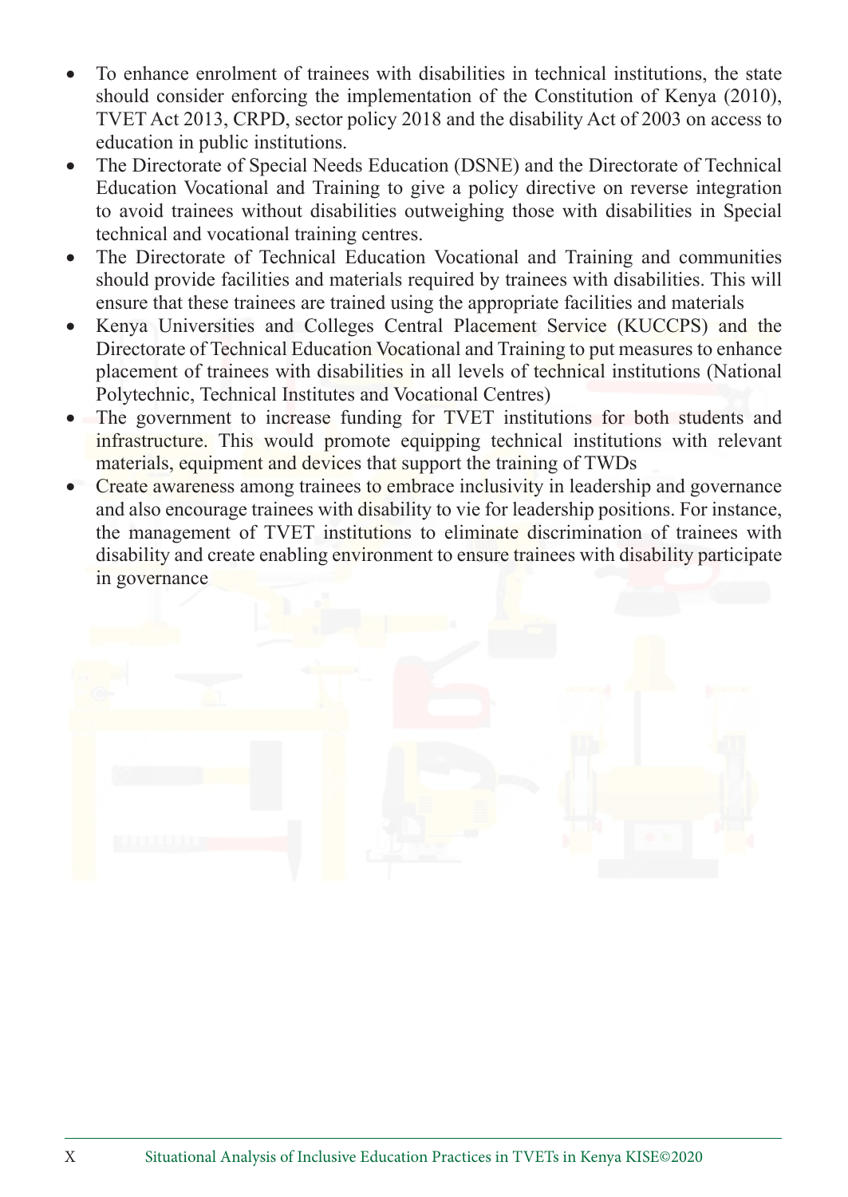- To enhance enrolment of trainees with disabilities in technical institutions, the state should consider enforcing the implementation of the Constitution of Kenya (2010), TVET Act 2013, CRPD, sector policy 2018 and the disability Act of 2003 on access to education in public institutions.
- The Directorate of Special Needs Education (DSNE) and the Directorate of Technical Education Vocational and Training to give a policy directive on reverse integration to avoid trainees without disabilities outweighing those with disabilities in Special technical and vocational training centres.
- The Directorate of Technical Education Vocational and Training and communities should provide facilities and materials required by trainees with disabilities. This will ensure that these trainees are trained using the appropriate facilities and materials
- Kenya Universities and Colleges Central Placement Service (KUCCPS) and the Directorate of Technical Education Vocational and Training to put measures to enhance placement of trainees with disabilities in all levels of technical institutions (National Polytechnic, Technical Institutes and Vocational Centres)
- The government to increase funding for TVET institutions for both students and infrastructure. This would promote equipping technical institutions with relevant materials, equipment and devices that support the training of TWDs
- Create awareness among trainees to embrace inclusivity in leadership and governance and also encourage trainees with disability to vie for leadership positions. For instance, the management of TVET institutions to eliminate discrimination of trainees with disability and create enabling environment to ensure trainees with disability participate in governance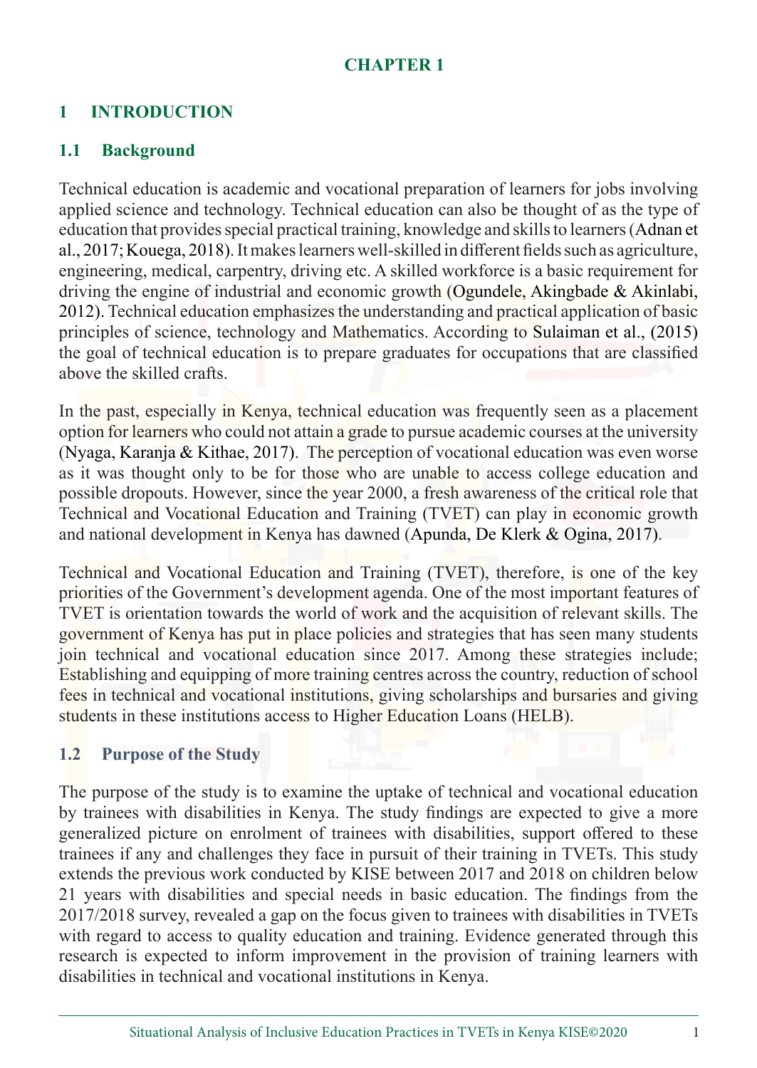# CHAPTER 1

## 1 INTRODUCTION

### 1.1 Background

Technical education is academic and vocational preparation of learners for jobs involving applied science and technology. Technical education can also be thought of as the type of education that provides special practical training, knowledge and skills to learners (Adnan et al., 2017; Kouega, 2018). It makes learners well-skilled in different fields such as agriculture, engineering, medical, carpentry, driving etc. A skilled workforce is a basic requirement for driving the engine of industrial and economic growth (Ogundele, Akingbade & Akinlabi, 2012). Technical education emphasizes the understanding and practical application of basic principles of science, technology and Mathematics. According to Sulaiman et al., (2015) the goal of technical education is to prepare graduates for occupations that are classified above the skilled crafts.

In the past, especially in Kenya, technical education was frequently seen as a placement option for learners who could not attain a grade to pursue academic courses at the university (Nyaga, Karanja & Kithae, 2017). The perception of vocational education was even worse as it was thought only to be for those who are unable to access college education and possible dropouts. However, since the year 2000, a fresh awareness of the critical role that Technical and Vocational Education and Training (TVET) can play in economic growth and national development in Kenya has dawned (Apunda, De Klerk & Ogina, 2017).

Technical and Vocational Education and Training (TVET), therefore, is one of the key priorities of the Government's development agenda. One of the most important features of TVET is orientation towards the world of work and the acquisition of relevant skills. The government of Kenya has put in place policies and strategies that has seen many students join technical and vocational education since 2017. Among these strategies include; Establishing and equipping of more training centres across the country, reduction of school fees in technical and vocational institutions, giving scholarships and bursaries and giving students in these institutions access to Higher Education Loans (HELB).

### 1.2 Purpose of the Study

The purpose of the study is to examine the uptake of technical and vocational education by trainees with disabilities in Kenya. The study findings are expected to give a more generalized picture on enrolment of trainees with disabilities, support offered to these trainees if any and challenges they face in pursuit of their training in TVETs. This study extends the previous work conducted by KISE between 2017 and 2018 on children below 21 years with disabilities and special needs in basic education. The findings from the 2017/2018 survey, revealed a gap on the focus given to trainees with disabilities in TVETs with regard to access to quality education and training. Evidence generated through this research is expected to inform improvement in the provision of training learners with disabilities in technical and vocational institutions in Kenya.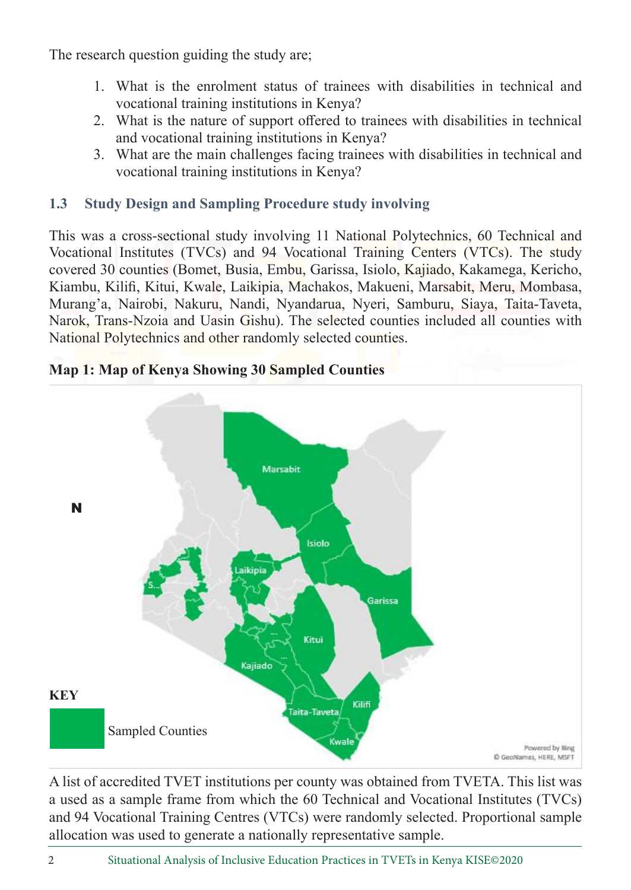The research question guiding the study are;

1. What is the enrolment status of trainees with disabilities in technical and vocational training institutions in Kenya?
2. What is the nature of support offered to trainees with disabilities in technical and vocational training institutions in Kenya?
3. What are the main challenges facing trainees with disabilities in technical and vocational training institutions in Kenya?

### 1.3 Study Design and Sampling Procedure study involving

This was a cross-sectional study involving 11 National Polytechnics, 60 Technical and Vocational Institutes (TVCs) and 94 Vocational Training Centers (VTCs). The study covered 30 counties (Bomet, Busia, Embu, Garissa, Isiolo, Kajiado, Kakamega, Kericho, Kiambu, Kilifi, Kitui, Kwale, Laikipia, Machakos, Makueni, Marsabit, Meru, Mombasa, Murang'a, Nairobi, Nakuru, Nandi, Nyandarua, Nyeri, Samburu, Siaya, Taita-Taveta, Narok, Trans-Nzoia and Uasin Gishu). The selected counties included all counties with National Polytechnics and other randomly selected counties.

**Map 1: Map of Kenya Showing 30 Sampled Counties**

KEY

Sampled Counties

A list of accredited TVET institutions per county was obtained from TVETA. This list was a used as a sample frame from which the 60 Technical and Vocational Institutes (TVCs) and 94 Vocational Training Centres (VTCs) were randomly selected. Proportional sample allocation was used to generate a nationally representative sample.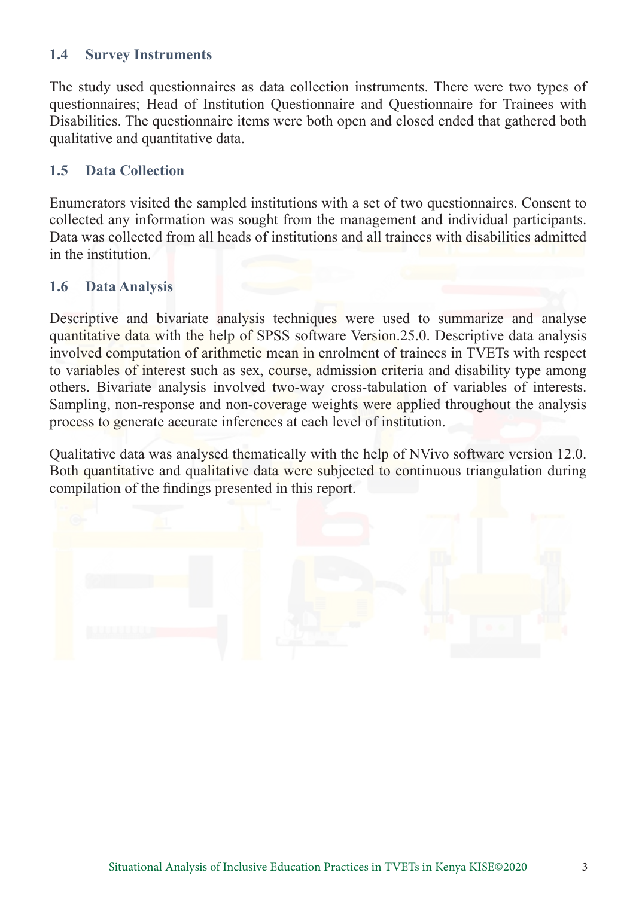### 1.4 Survey Instruments

The study used questionnaires as data collection instruments. There were two types of questionnaires; Head of Institution Questionnaire and Questionnaire for Trainees with Disabilities. The questionnaire items were both open and closed ended that gathered both qualitative and quantitative data.

### 1.5 Data Collection

Enumerators visited the sampled institutions with a set of two questionnaires. Consent to collected any information was sought from the management and individual participants. Data was collected from all heads of institutions and all trainees with disabilities admitted in the institution.

### 1.6 Data Analysis

Descriptive and bivariate analysis techniques were used to summarize and analyse quantitative data with the help of SPSS software Version.25.0. Descriptive data analysis involved computation of arithmetic mean in enrolment of trainees in TVETs with respect to variables of interest such as sex, course, admission criteria and disability type among others. Bivariate analysis involved two-way cross-tabulation of variables of interests. Sampling, non-response and non-coverage weights were applied throughout the analysis process to generate accurate inferences at each level of institution.

Qualitative data was analysed thematically with the help of NVivo software version 12.0. Both quantitative and qualitative data were subjected to continuous triangulation during compilation of the findings presented in this report.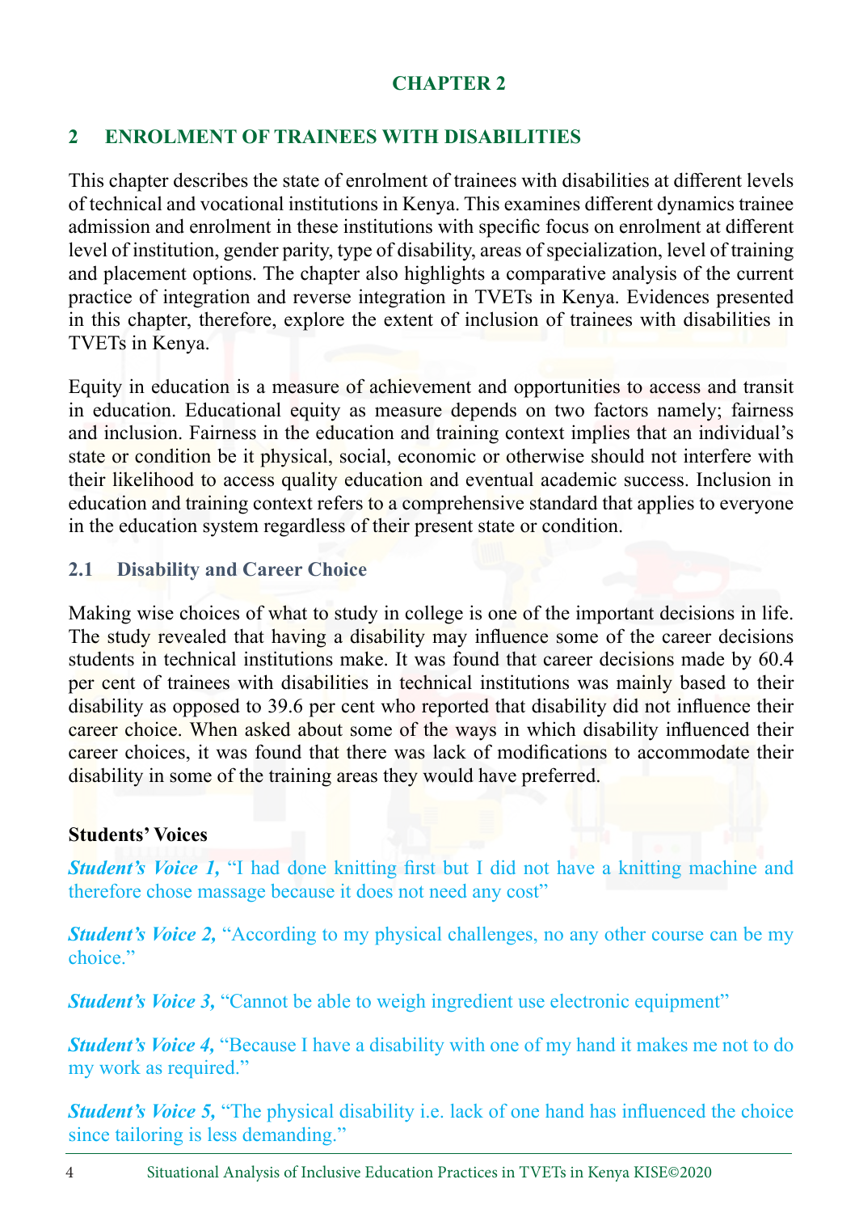# CHAPTER 2

## 2 ENROLMENT OF TRAINEES WITH DISABILITIES

This chapter describes the state of enrolment of trainees with disabilities at different levels of technical and vocational institutions in Kenya. This examines different dynamics trainee admission and enrolment in these institutions with specific focus on enrolment at different level of institution, gender parity, type of disability, areas of specialization, level of training and placement options. The chapter also highlights a comparative analysis of the current practice of integration and reverse integration in TVETs in Kenya. Evidences presented in this chapter, therefore, explore the extent of inclusion of trainees with disabilities in TVETs in Kenya.

Equity in education is a measure of achievement and opportunities to access and transit in education. Educational equity as measure depends on two factors namely; fairness and inclusion. Fairness in the education and training context implies that an individual's state or condition be it physical, social, economic or otherwise should not interfere with their likelihood to access quality education and eventual academic success. Inclusion in education and training context refers to a comprehensive standard that applies to everyone in the education system regardless of their present state or condition.

### 2.1 Disability and Career Choice

Making wise choices of what to study in college is one of the important decisions in life. The study revealed that having a disability may influence some of the career decisions students in technical institutions make. It was found that career decisions made by 60.4 per cent of trainees with disabilities in technical institutions was mainly based to their disability as opposed to 39.6 per cent who reported that disability did not influence their career choice. When asked about some of the ways in which disability influenced their career choices, it was found that there was lack of modifications to accommodate their disability in some of the training areas they would have preferred.

**Students' Voices**

***Student's Voice 1,*** "I had done knitting first but I did not have a knitting machine and therefore chose massage because it does not need any cost"

***Student's Voice 2,*** "According to my physical challenges, no any other course can be my choice."

***Student's Voice 3,*** "Cannot be able to weigh ingredient use electronic equipment"

***Student's Voice 4,*** "Because I have a disability with one of my hand it makes me not to do my work as required."

***Student's Voice 5,*** "The physical disability i.e. lack of one hand has influenced the choice since tailoring is less demanding."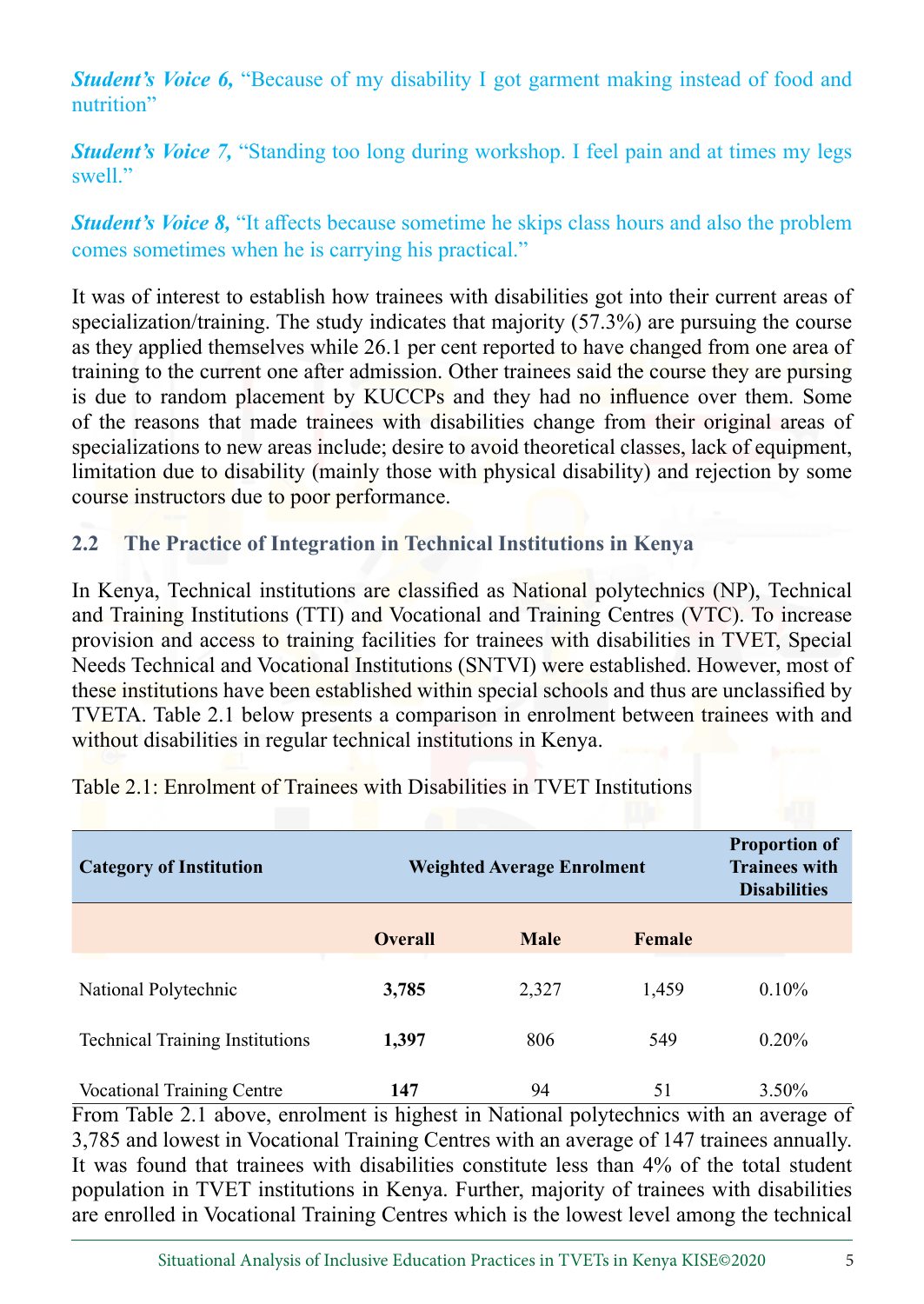***Student's Voice 6,*** "Because of my disability I got garment making instead of food and nutrition"

***Student's Voice 7,*** "Standing too long during workshop. I feel pain and at times my legs swell."

***Student's Voice 8,*** "It affects because sometime he skips class hours and also the problem comes sometimes when he is carrying his practical."

It was of interest to establish how trainees with disabilities got into their current areas of specialization/training. The study indicates that majority (57.3%) are pursuing the course as they applied themselves while 26.1 per cent reported to have changed from one area of training to the current one after admission. Other trainees said the course they are pursing is due to random placement by KUCCPs and they had no influence over them. Some of the reasons that made trainees with disabilities change from their original areas of specializations to new areas include; desire to avoid theoretical classes, lack of equipment, limitation due to disability (mainly those with physical disability) and rejection by some course instructors due to poor performance.

## 2.2 The Practice of Integration in Technical Institutions in Kenya

In Kenya, Technical institutions are classified as National polytechnics (NP), Technical and Training Institutions (TTI) and Vocational and Training Centres (VTC). To increase provision and access to training facilities for trainees with disabilities in TVET, Special Needs Technical and Vocational Institutions (SNTVI) were established. However, most of these institutions have been established within special schools and thus are unclassified by TVETA. Table 2.1 below presents a comparison in enrolment between trainees with and without disabilities in regular technical institutions in Kenya.

Table 2.1: Enrolment of Trainees with Disabilities in TVET Institutions

| Category of Institution | Weighted Average Enrolment | | | Proportion of Trainees with Disabilities |
|---|---|---|---|---|
| | Overall | Male | Female | |
| National Polytechnic | **3,785** | 2,327 | 1,459 | 0.10% |
| Technical Training Institutions | **1,397** | 806 | 549 | 0.20% |
| Vocational Training Centre | **147** | 94 | 51 | 3.50% |

From Table 2.1 above, enrolment is highest in National polytechnics with an average of 3,785 and lowest in Vocational Training Centres with an average of 147 trainees annually. It was found that trainees with disabilities constitute less than 4% of the total student population in TVET institutions in Kenya. Further, majority of trainees with disabilities are enrolled in Vocational Training Centres which is the lowest level among the technical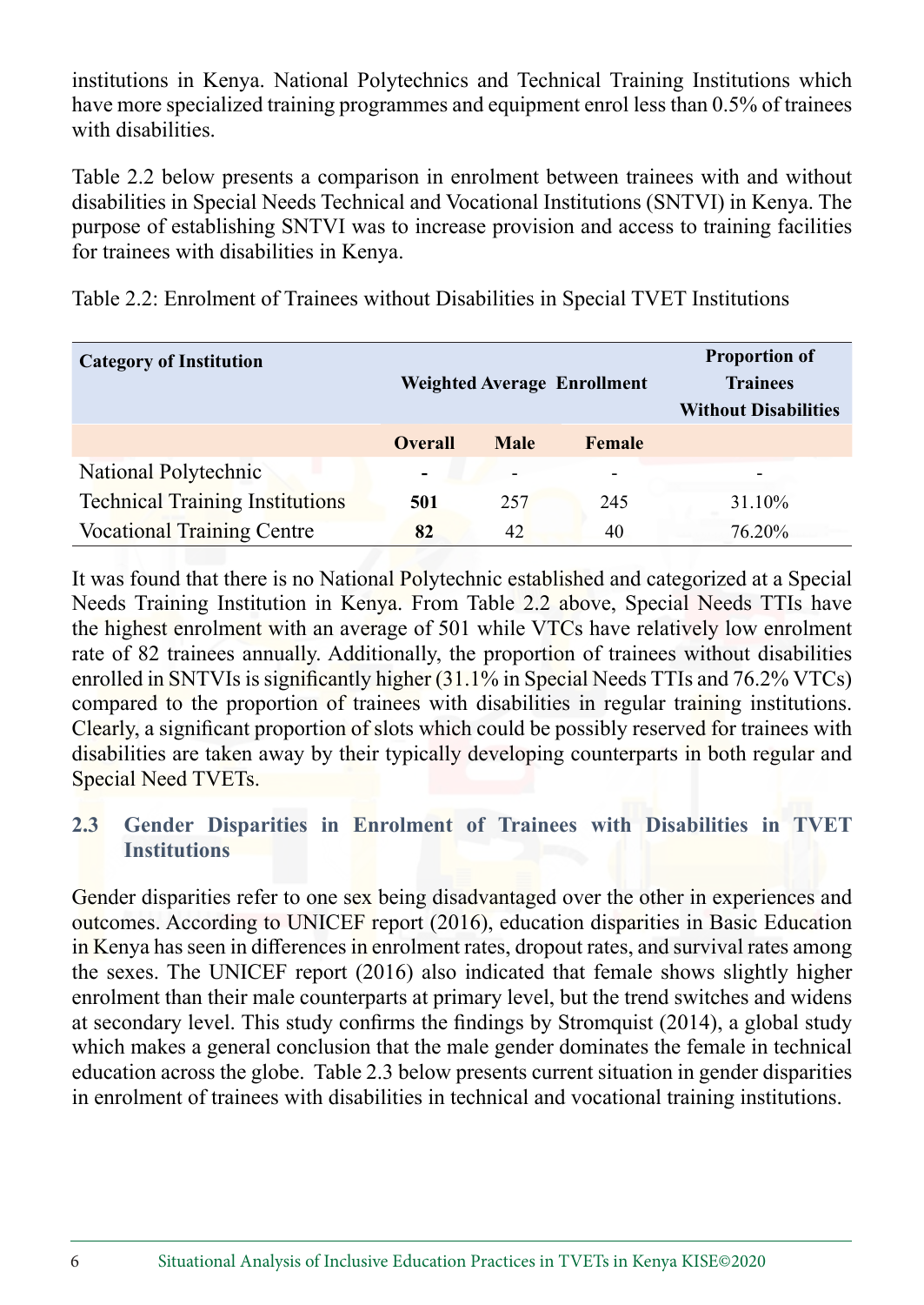institutions in Kenya. National Polytechnics and Technical Training Institutions which have more specialized training programmes and equipment enrol less than 0.5% of trainees with disabilities.

Table 2.2 below presents a comparison in enrolment between trainees with and without disabilities in Special Needs Technical and Vocational Institutions (SNTVI) in Kenya. The purpose of establishing SNTVI was to increase provision and access to training facilities for trainees with disabilities in Kenya.

Table 2.2: Enrolment of Trainees without Disabilities in Special TVET Institutions

| **Category of Institution** | **Weighted Average Enrollment** | | | **Proportion of Trainees Without Disabilities** |
|---|---|---|---|---|
| | **Overall** | **Male** | **Female** | |
| National Polytechnic | - | - | - | - |
| Technical Training Institutions | **501** | 257 | 245 | 31.10% |
| Vocational Training Centre | **82** | 42 | 40 | 76.20% |

It was found that there is no National Polytechnic established and categorized at a Special Needs Training Institution in Kenya. From Table 2.2 above, Special Needs TTIs have the highest enrolment with an average of 501 while VTCs have relatively low enrolment rate of 82 trainees annually. Additionally, the proportion of trainees without disabilities enrolled in SNTVIs is significantly higher (31.1% in Special Needs TTIs and 76.2% VTCs) compared to the proportion of trainees with disabilities in regular training institutions. Clearly, a significant proportion of slots which could be possibly reserved for trainees with disabilities are taken away by their typically developing counterparts in both regular and Special Need TVETs.

## 2.3 Gender Disparities in Enrolment of Trainees with Disabilities in TVET Institutions

Gender disparities refer to one sex being disadvantaged over the other in experiences and outcomes. According to UNICEF report (2016), education disparities in Basic Education in Kenya has seen in differences in enrolment rates, dropout rates, and survival rates among the sexes. The UNICEF report (2016) also indicated that female shows slightly higher enrolment than their male counterparts at primary level, but the trend switches and widens at secondary level. This study confirms the findings by Stromquist (2014), a global study which makes a general conclusion that the male gender dominates the female in technical education across the globe. Table 2.3 below presents current situation in gender disparities in enrolment of trainees with disabilities in technical and vocational training institutions.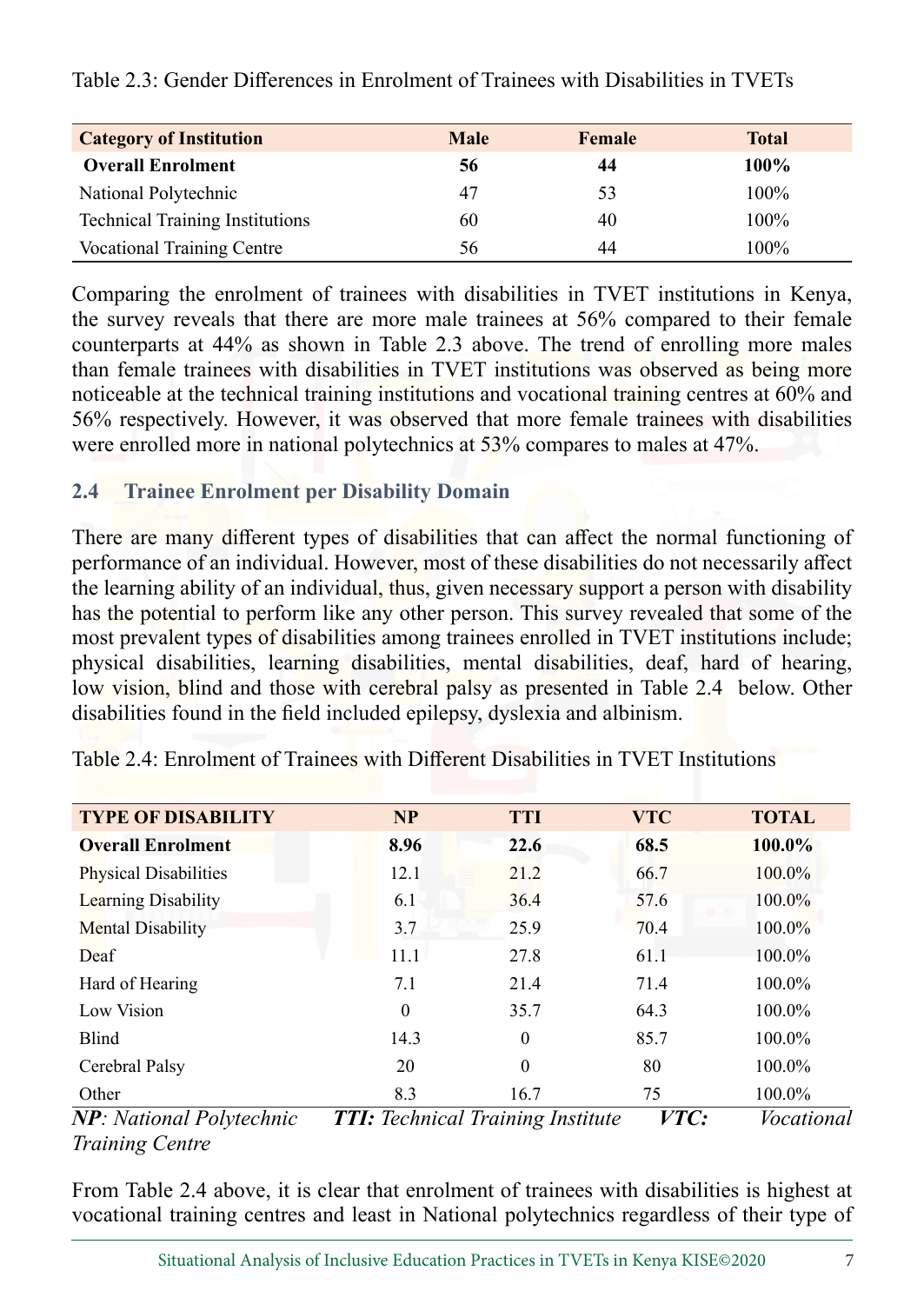Table 2.3: Gender Differences in Enrolment of Trainees with Disabilities in TVETs

| Category of Institution | Male | Female | Total |
|---|---|---|---|
| **Overall Enrolment** | **56** | **44** | **100%** |
| National Polytechnic | 47 | 53 | 100% |
| Technical Training Institutions | 60 | 40 | 100% |
| Vocational Training Centre | 56 | 44 | 100% |

Comparing the enrolment of trainees with disabilities in TVET institutions in Kenya, the survey reveals that there are more male trainees at 56% compared to their female counterparts at 44% as shown in Table 2.3 above. The trend of enrolling more males than female trainees with disabilities in TVET institutions was observed as being more noticeable at the technical training institutions and vocational training centres at 60% and 56% respectively. However, it was observed that more female trainees with disabilities were enrolled more in national polytechnics at 53% compares to males at 47%.

## 2.4 Trainee Enrolment per Disability Domain

There are many different types of disabilities that can affect the normal functioning of performance of an individual. However, most of these disabilities do not necessarily affect the learning ability of an individual, thus, given necessary support a person with disability has the potential to perform like any other person. This survey revealed that some of the most prevalent types of disabilities among trainees enrolled in TVET institutions include; physical disabilities, learning disabilities, mental disabilities, deaf, hard of hearing, low vision, blind and those with cerebral palsy as presented in Table 2.4 below. Other disabilities found in the field included epilepsy, dyslexia and albinism.

Table 2.4: Enrolment of Trainees with Different Disabilities in TVET Institutions

| TYPE OF DISABILITY | NP | TTI | VTC | TOTAL |
|---|---|---|---|---|
| **Overall Enrolment** | **8.96** | **22.6** | **68.5** | **100.0%** |
| Physical Disabilities | 12.1 | 21.2 | 66.7 | 100.0% |
| Learning Disability | 6.1 | 36.4 | 57.6 | 100.0% |
| Mental Disability | 3.7 | 25.9 | 70.4 | 100.0% |
| Deaf | 11.1 | 27.8 | 61.1 | 100.0% |
| Hard of Hearing | 7.1 | 21.4 | 71.4 | 100.0% |
| Low Vision | 0 | 35.7 | 64.3 | 100.0% |
| Blind | 14.3 | 0 | 85.7 | 100.0% |
| Cerebral Palsy | 20 | 0 | 80 | 100.0% |
| Other | 8.3 | 16.7 | 75 | 100.0% |

***NP**: National Polytechnic* ***TTI:** Technical Training Institute* ***VTC:** Vocational Training Centre*

From Table 2.4 above, it is clear that enrolment of trainees with disabilities is highest at vocational training centres and least in National polytechnics regardless of their type of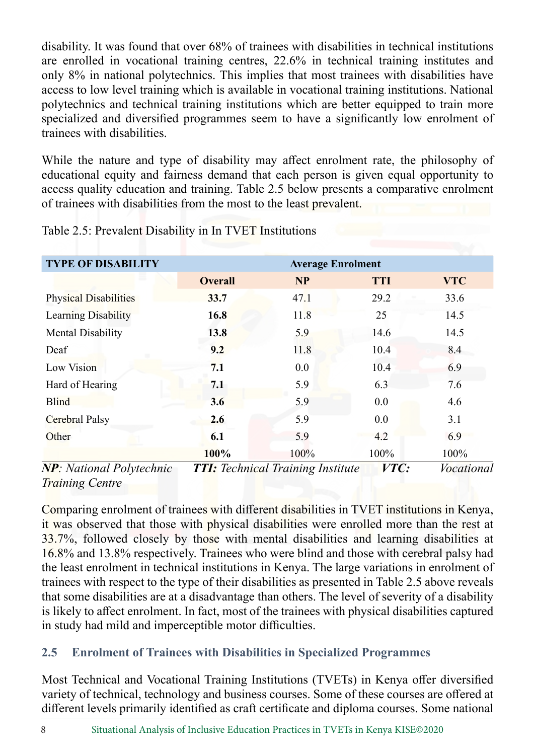disability. It was found that over 68% of trainees with disabilities in technical institutions are enrolled in vocational training centres, 22.6% in technical training institutes and only 8% in national polytechnics. This implies that most trainees with disabilities have access to low level training which is available in vocational training institutions. National polytechnics and technical training institutions which are better equipped to train more specialized and diversified programmes seem to have a significantly low enrolment of trainees with disabilities.

While the nature and type of disability may affect enrolment rate, the philosophy of educational equity and fairness demand that each person is given equal opportunity to access quality education and training. Table 2.5 below presents a comparative enrolment of trainees with disabilities from the most to the least prevalent.

Table 2.5: Prevalent Disability in In TVET Institutions

| TYPE OF DISABILITY | Average Enrolment | | | |
|---|---|---|---|---|
| | **Overall** | **NP** | **TTI** | **VTC** |
| Physical Disabilities | **33.7** | 47.1 | 29.2 | 33.6 |
| Learning Disability | **16.8** | 11.8 | 25 | 14.5 |
| Mental Disability | **13.8** | 5.9 | 14.6 | 14.5 |
| Deaf | **9.2** | 11.8 | 10.4 | 8.4 |
| Low Vision | **7.1** | 0.0 | 10.4 | 6.9 |
| Hard of Hearing | **7.1** | 5.9 | 6.3 | 7.6 |
| Blind | **3.6** | 5.9 | 0.0 | 4.6 |
| Cerebral Palsy | **2.6** | 5.9 | 0.0 | 3.1 |
| Other | **6.1** | 5.9 | 4.2 | 6.9 |
| | **100%** | 100% | 100% | 100% |

***NP***: *National Polytechnic* ***TTI:*** *Technical Training Institute* ***VTC:*** *Vocational Training Centre*

Comparing enrolment of trainees with different disabilities in TVET institutions in Kenya, it was observed that those with physical disabilities were enrolled more than the rest at 33.7%, followed closely by those with mental disabilities and learning disabilities at 16.8% and 13.8% respectively. Trainees who were blind and those with cerebral palsy had the least enrolment in technical institutions in Kenya. The large variations in enrolment of trainees with respect to the type of their disabilities as presented in Table 2.5 above reveals that some disabilities are at a disadvantage than others. The level of severity of a disability is likely to affect enrolment. In fact, most of the trainees with physical disabilities captured in study had mild and imperceptible motor difficulties.

## 2.5 Enrolment of Trainees with Disabilities in Specialized Programmes

Most Technical and Vocational Training Institutions (TVETs) in Kenya offer diversified variety of technical, technology and business courses. Some of these courses are offered at different levels primarily identified as craft certificate and diploma courses. Some national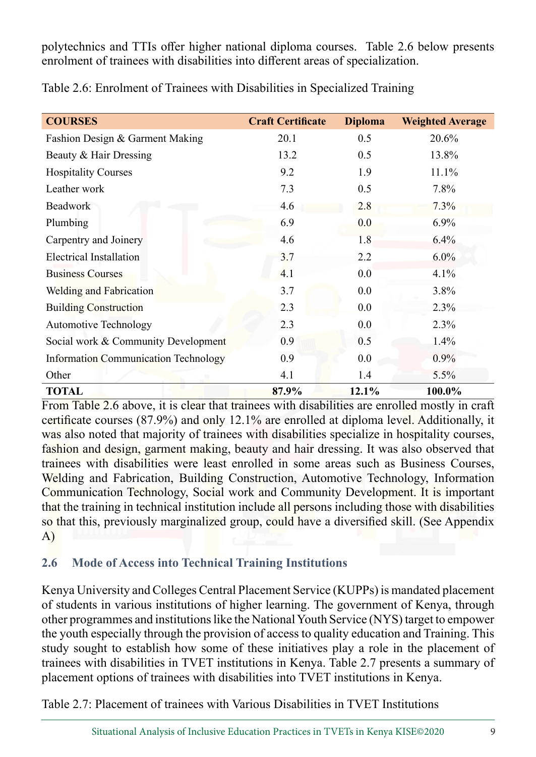polytechnics and TTIs offer higher national diploma courses. Table 2.6 below presents enrolment of trainees with disabilities into different areas of specialization.

Table 2.6: Enrolment of Trainees with Disabilities in Specialized Training

| COURSES | Craft Certificate | Diploma | Weighted Average |
|---|---|---|---|
| Fashion Design & Garment Making | 20.1 | 0.5 | 20.6% |
| Beauty & Hair Dressing | 13.2 | 0.5 | 13.8% |
| Hospitality Courses | 9.2 | 1.9 | 11.1% |
| Leather work | 7.3 | 0.5 | 7.8% |
| Beadwork | 4.6 | 2.8 | 7.3% |
| Plumbing | 6.9 | 0.0 | 6.9% |
| Carpentry and Joinery | 4.6 | 1.8 | 6.4% |
| Electrical Installation | 3.7 | 2.2 | 6.0% |
| Business Courses | 4.1 | 0.0 | 4.1% |
| Welding and Fabrication | 3.7 | 0.0 | 3.8% |
| Building Construction | 2.3 | 0.0 | 2.3% |
| Automotive Technology | 2.3 | 0.0 | 2.3% |
| Social work & Community Development | 0.9 | 0.5 | 1.4% |
| Information Communication Technology | 0.9 | 0.0 | 0.9% |
| Other | 4.1 | 1.4 | 5.5% |
| **TOTAL** | **87.9%** | **12.1%** | **100.0%** |

From Table 2.6 above, it is clear that trainees with disabilities are enrolled mostly in craft certificate courses (87.9%) and only 12.1% are enrolled at diploma level. Additionally, it was also noted that majority of trainees with disabilities specialize in hospitality courses, fashion and design, garment making, beauty and hair dressing. It was also observed that trainees with disabilities were least enrolled in some areas such as Business Courses, Welding and Fabrication, Building Construction, Automotive Technology, Information Communication Technology, Social work and Community Development. It is important that the training in technical institution include all persons including those with disabilities so that this, previously marginalized group, could have a diversified skill. (See Appendix A)

## 2.6 Mode of Access into Technical Training Institutions

Kenya University and Colleges Central Placement Service (KUPPs) is mandated placement of students in various institutions of higher learning. The government of Kenya, through other programmes and institutions like the National Youth Service (NYS) target to empower the youth especially through the provision of access to quality education and Training. This study sought to establish how some of these initiatives play a role in the placement of trainees with disabilities in TVET institutions in Kenya. Table 2.7 presents a summary of placement options of trainees with disabilities into TVET institutions in Kenya.

Table 2.7: Placement of trainees with Various Disabilities in TVET Institutions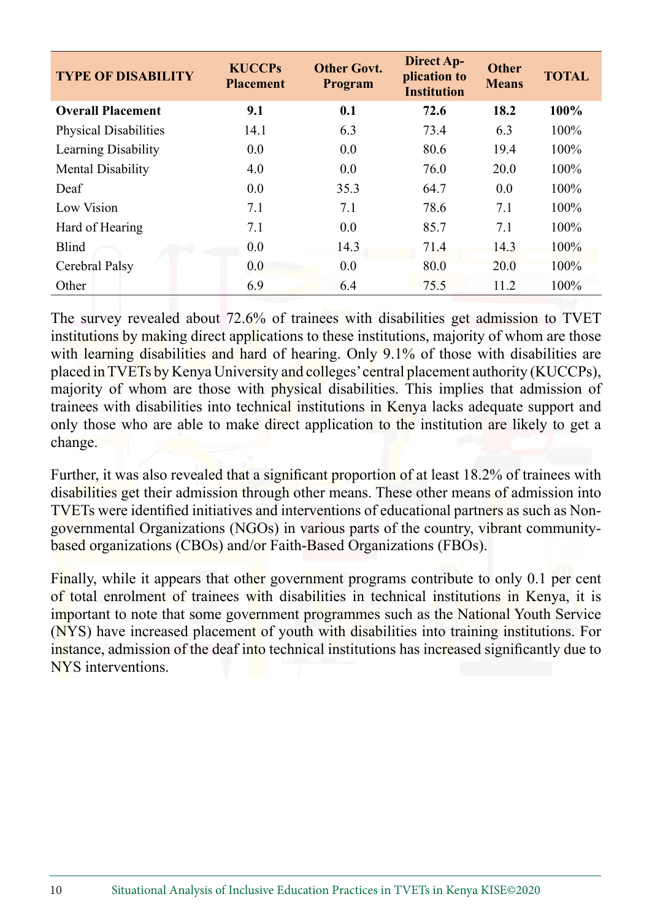| TYPE OF DISABILITY | KUCCPs Placement | Other Govt. Program | Direct Application to Institution | Other Means | TOTAL |
|---|---|---|---|---|---|
| **Overall Placement** | **9.1** | **0.1** | **72.6** | **18.2** | **100%** |
| Physical Disabilities | 14.1 | 6.3 | 73.4 | 6.3 | 100% |
| Learning Disability | 0.0 | 0.0 | 80.6 | 19.4 | 100% |
| Mental Disability | 4.0 | 0.0 | 76.0 | 20.0 | 100% |
| Deaf | 0.0 | 35.3 | 64.7 | 0.0 | 100% |
| Low Vision | 7.1 | 7.1 | 78.6 | 7.1 | 100% |
| Hard of Hearing | 7.1 | 0.0 | 85.7 | 7.1 | 100% |
| Blind | 0.0 | 14.3 | 71.4 | 14.3 | 100% |
| Cerebral Palsy | 0.0 | 0.0 | 80.0 | 20.0 | 100% |
| Other | 6.9 | 6.4 | 75.5 | 11.2 | 100% |

The survey revealed about 72.6% of trainees with disabilities get admission to TVET institutions by making direct applications to these institutions, majority of whom are those with learning disabilities and hard of hearing. Only 9.1% of those with disabilities are placed in TVETs by Kenya University and colleges' central placement authority (KUCCPs), majority of whom are those with physical disabilities. This implies that admission of trainees with disabilities into technical institutions in Kenya lacks adequate support and only those who are able to make direct application to the institution are likely to get a change.

Further, it was also revealed that a significant proportion of at least 18.2% of trainees with disabilities get their admission through other means. These other means of admission into TVETs were identified initiatives and interventions of educational partners as such as Non-governmental Organizations (NGOs) in various parts of the country, vibrant community-based organizations (CBOs) and/or Faith-Based Organizations (FBOs).

Finally, while it appears that other government programs contribute to only 0.1 per cent of total enrolment of trainees with disabilities in technical institutions in Kenya, it is important to note that some government programmes such as the National Youth Service (NYS) have increased placement of youth with disabilities into training institutions. For instance, admission of the deaf into technical institutions has increased significantly due to NYS interventions.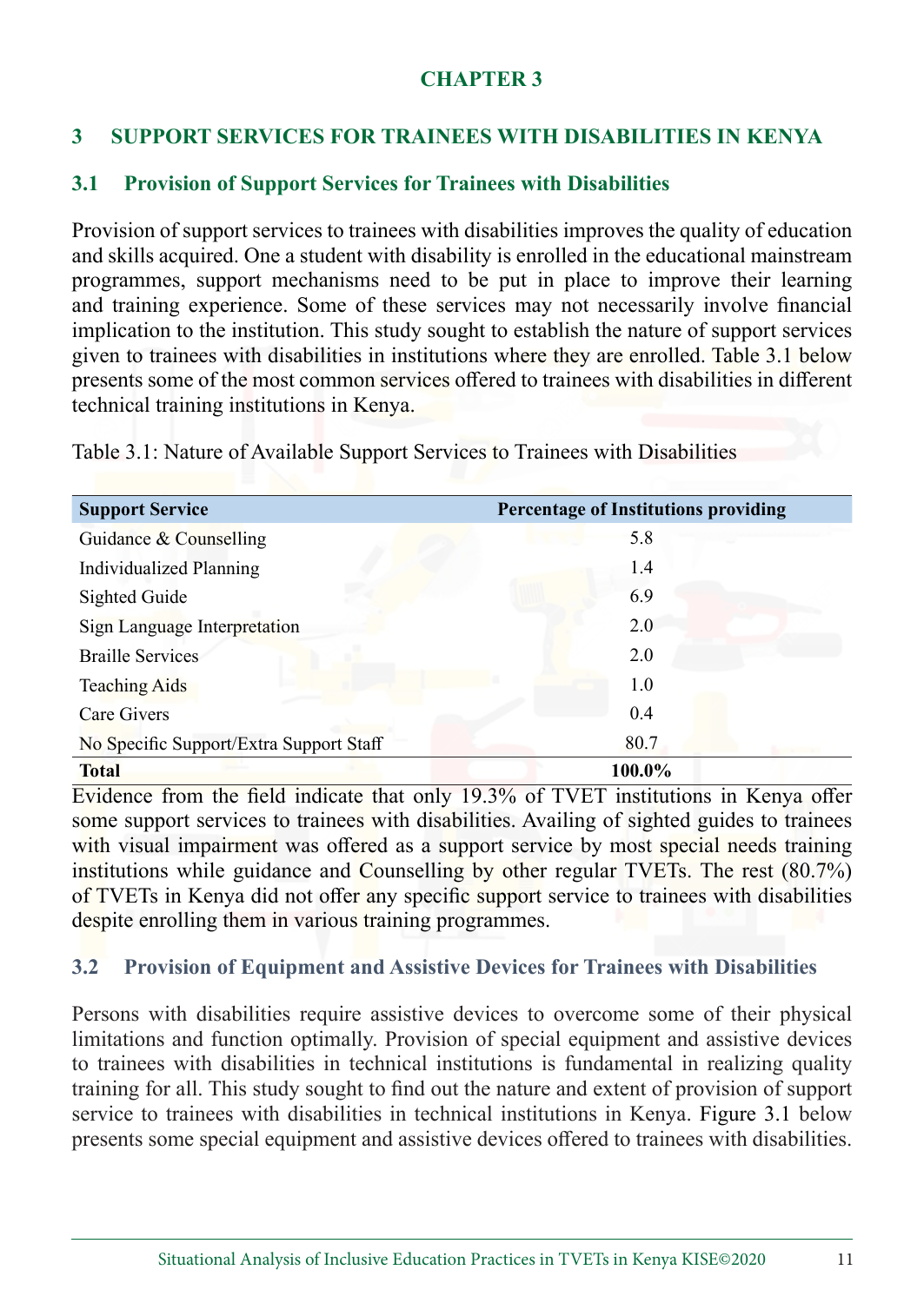# CHAPTER 3

## 3 SUPPORT SERVICES FOR TRAINEES WITH DISABILITIES IN KENYA

### 3.1 Provision of Support Services for Trainees with Disabilities

Provision of support services to trainees with disabilities improves the quality of education and skills acquired. One a student with disability is enrolled in the educational mainstream programmes, support mechanisms need to be put in place to improve their learning and training experience. Some of these services may not necessarily involve financial implication to the institution. This study sought to establish the nature of support services given to trainees with disabilities in institutions where they are enrolled. Table 3.1 below presents some of the most common services offered to trainees with disabilities in different technical training institutions in Kenya.

Table 3.1: Nature of Available Support Services to Trainees with Disabilities

| Support Service | Percentage of Institutions providing |
|---|---|
| Guidance & Counselling | 5.8 |
| Individualized Planning | 1.4 |
| Sighted Guide | 6.9 |
| Sign Language Interpretation | 2.0 |
| Braille Services | 2.0 |
| Teaching Aids | 1.0 |
| Care Givers | 0.4 |
| No Specific Support/Extra Support Staff | 80.7 |
| **Total** | **100.0%** |

Evidence from the field indicate that only 19.3% of TVET institutions in Kenya offer some support services to trainees with disabilities. Availing of sighted guides to trainees with visual impairment was offered as a support service by most special needs training institutions while guidance and Counselling by other regular TVETs. The rest (80.7%) of TVETs in Kenya did not offer any specific support service to trainees with disabilities despite enrolling them in various training programmes.

### 3.2 Provision of Equipment and Assistive Devices for Trainees with Disabilities

Persons with disabilities require assistive devices to overcome some of their physical limitations and function optimally. Provision of special equipment and assistive devices to trainees with disabilities in technical institutions is fundamental in realizing quality training for all. This study sought to find out the nature and extent of provision of support service to trainees with disabilities in technical institutions in Kenya. Figure 3.1 below presents some special equipment and assistive devices offered to trainees with disabilities.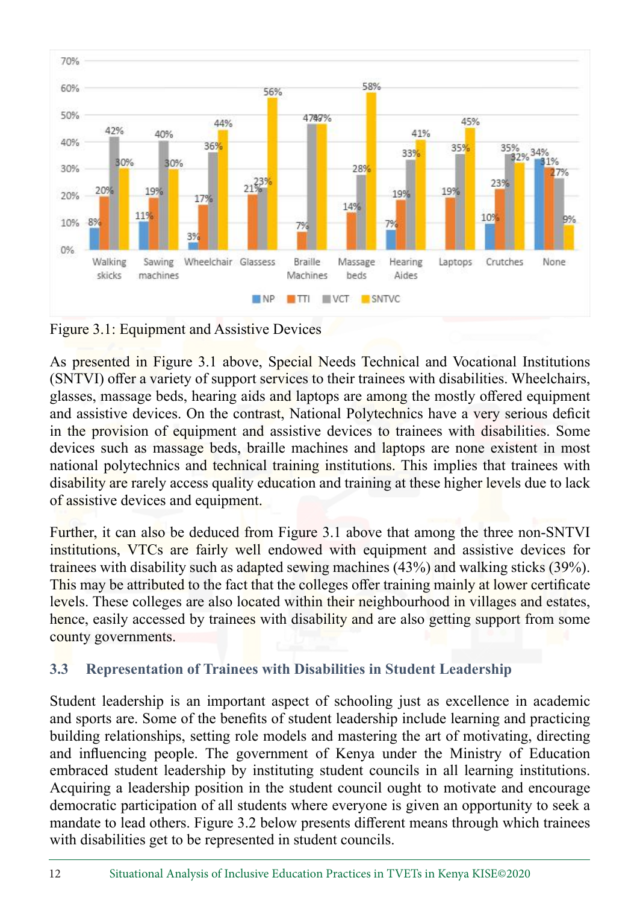| | NP | TTI | VCT | SNTVC |
|---|---|---|---|---|
| Walking skicks | 8% | 20% | 42% | 30% |
| Sawing machines | 11% | 19% | 40% | 30% |
| Wheelchair | 3% | 17% | 36% | 44% |
| Glassess | | 21% | 23% | 56% |
| Braille Machines | | 7% | 47% | 47% |
| Massage beds | | 14% | 28% | 58% |
| Hearing Aides | 7% | 19% | 33% | 41% |
| Laptops | | 19% | 35% | 45% |
| Crutches | 10% | 23% | 35% | 32% |
| None | 34% | 31% | 27% | 9% |

Figure 3.1: Equipment and Assistive Devices

As presented in Figure 3.1 above, Special Needs Technical and Vocational Institutions (SNTVI) offer a variety of support services to their trainees with disabilities. Wheelchairs, glasses, massage beds, hearing aids and laptops are among the mostly offered equipment and assistive devices. On the contrast, National Polytechnics have a very serious deficit in the provision of equipment and assistive devices to trainees with disabilities. Some devices such as massage beds, braille machines and laptops are none existent in most national polytechnics and technical training institutions. This implies that trainees with disability are rarely access quality education and training at these higher levels due to lack of assistive devices and equipment.

Further, it can also be deduced from Figure 3.1 above that among the three non-SNTVI institutions, VTCs are fairly well endowed with equipment and assistive devices for trainees with disability such as adapted sewing machines (43%) and walking sticks (39%). This may be attributed to the fact that the colleges offer training mainly at lower certificate levels. These colleges are also located within their neighbourhood in villages and estates, hence, easily accessed by trainees with disability and are also getting support from some county governments.

### 3.3 Representation of Trainees with Disabilities in Student Leadership

Student leadership is an important aspect of schooling just as excellence in academic and sports are. Some of the benefits of student leadership include learning and practicing building relationships, setting role models and mastering the art of motivating, directing and influencing people. The government of Kenya under the Ministry of Education embraced student leadership by instituting student councils in all learning institutions. Acquiring a leadership position in the student council ought to motivate and encourage democratic participation of all students where everyone is given an opportunity to seek a mandate to lead others. Figure 3.2 below presents different means through which trainees with disabilities get to be represented in student councils.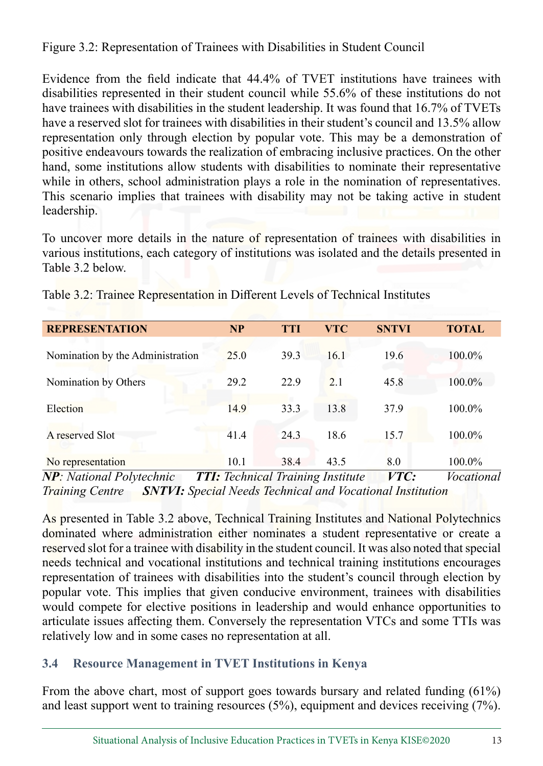Figure 3.2: Representation of Trainees with Disabilities in Student Council

Evidence from the field indicate that 44.4% of TVET institutions have trainees with disabilities represented in their student council while 55.6% of these institutions do not have trainees with disabilities in the student leadership. It was found that 16.7% of TVETs have a reserved slot for trainees with disabilities in their student's council and 13.5% allow representation only through election by popular vote. This may be a demonstration of positive endeavours towards the realization of embracing inclusive practices. On the other hand, some institutions allow students with disabilities to nominate their representative while in others, school administration plays a role in the nomination of representatives. This scenario implies that trainees with disability may not be taking active in student leadership.

To uncover more details in the nature of representation of trainees with disabilities in various institutions, each category of institutions was isolated and the details presented in Table 3.2 below.

Table 3.2: Trainee Representation in Different Levels of Technical Institutes

| REPRESENTATION | NP | TTI | VTC | SNTVI | TOTAL |
|---|---|---|---|---|---|
| Nomination by the Administration | 25.0 | 39.3 | 16.1 | 19.6 | 100.0% |
| Nomination by Others | 29.2 | 22.9 | 2.1 | 45.8 | 100.0% |
| Election | 14.9 | 33.3 | 13.8 | 37.9 | 100.0% |
| A reserved Slot | 41.4 | 24.3 | 18.6 | 15.7 | 100.0% |
| No representation | 10.1 | 38.4 | 43.5 | 8.0 | 100.0% |

***NP***: *National Polytechnic* ***TTI:*** *Technical Training Institute* ***VTC:*** *Vocational Training Centre* ***SNTVI:*** *Special Needs Technical and Vocational Institution*

As presented in Table 3.2 above, Technical Training Institutes and National Polytechnics dominated where administration either nominates a student representative or create a reserved slot for a trainee with disability in the student council. It was also noted that special needs technical and vocational institutions and technical training institutions encourages representation of trainees with disabilities into the student's council through election by popular vote. This implies that given conducive environment, trainees with disabilities would compete for elective positions in leadership and would enhance opportunities to articulate issues affecting them. Conversely the representation VTCs and some TTIs was relatively low and in some cases no representation at all.

### 3.4 Resource Management in TVET Institutions in Kenya

From the above chart, most of support goes towards bursary and related funding (61%) and least support went to training resources (5%), equipment and devices receiving (7%).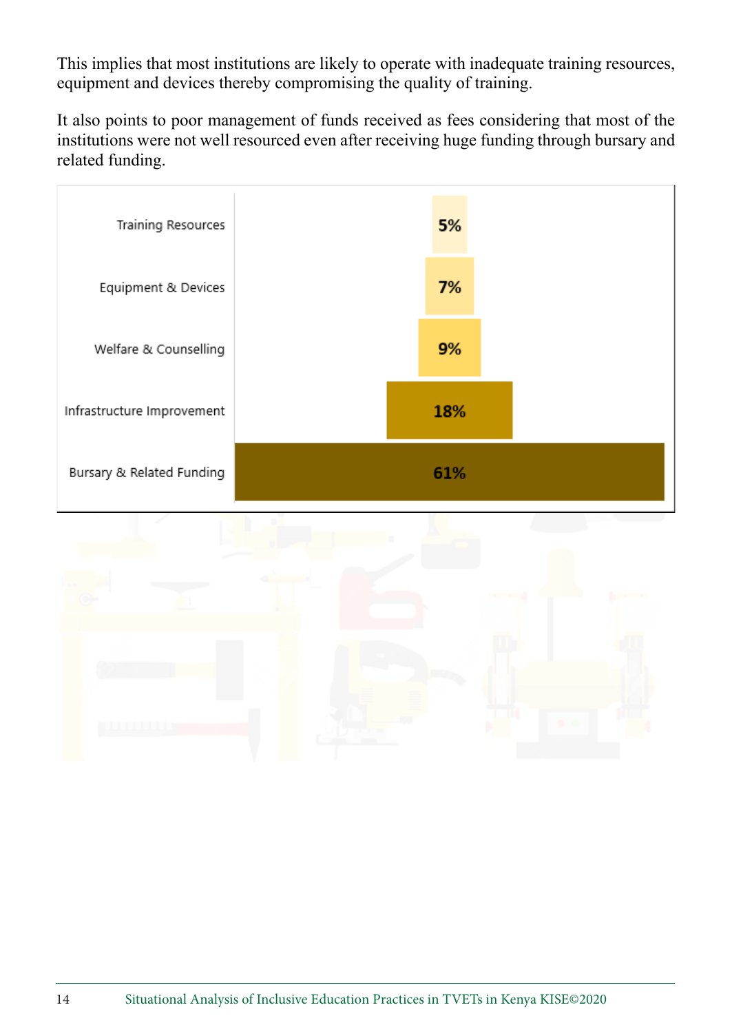This implies that most institutions are likely to operate with inadequate training resources, equipment and devices thereby compromising the quality of training.

It also points to poor management of funds received as fees considering that most of the institutions were not well resourced even after receiving huge funding through bursary and related funding.

| Category | Percentage |
| --- | --- |
| Training Resources | 5% |
| Equipment & Devices | 7% |
| Welfare & Counselling | 9% |
| Infrastructure Improvement | 18% |
| Bursary & Related Funding | 61% |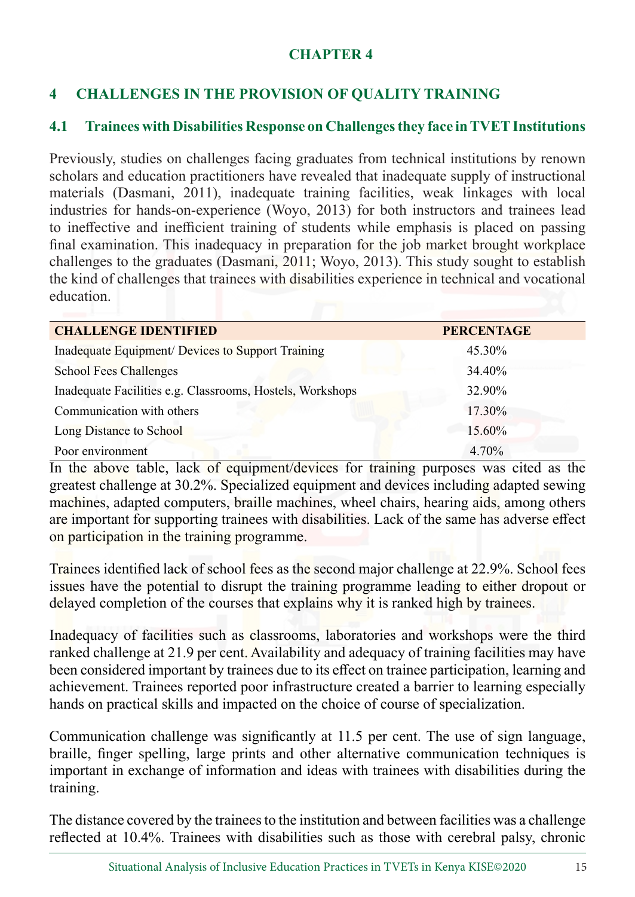# CHAPTER 4

## 4 CHALLENGES IN THE PROVISION OF QUALITY TRAINING

### 4.1 Trainees with Disabilities Response on Challenges they face in TVET Institutions

Previously, studies on challenges facing graduates from technical institutions by renown scholars and education practitioners have revealed that inadequate supply of instructional materials (Dasmani, 2011), inadequate training facilities, weak linkages with local industries for hands-on-experience (Woyo, 2013) for both instructors and trainees lead to ineffective and inefficient training of students while emphasis is placed on passing final examination. This inadequacy in preparation for the job market brought workplace challenges to the graduates (Dasmani, 2011; Woyo, 2013). This study sought to establish the kind of challenges that trainees with disabilities experience in technical and vocational education.

| CHALLENGE IDENTIFIED | PERCENTAGE |
|---|---|
| Inadequate Equipment/ Devices to Support Training | 45.30% |
| School Fees Challenges | 34.40% |
| Inadequate Facilities e.g. Classrooms, Hostels, Workshops | 32.90% |
| Communication with others | 17.30% |
| Long Distance to School | 15.60% |
| Poor environment | 4.70% |

In the above table, lack of equipment/devices for training purposes was cited as the greatest challenge at 30.2%. Specialized equipment and devices including adapted sewing machines, adapted computers, braille machines, wheel chairs, hearing aids, among others are important for supporting trainees with disabilities. Lack of the same has adverse effect on participation in the training programme.

Trainees identified lack of school fees as the second major challenge at 22.9%. School fees issues have the potential to disrupt the training programme leading to either dropout or delayed completion of the courses that explains why it is ranked high by trainees.

Inadequacy of facilities such as classrooms, laboratories and workshops were the third ranked challenge at 21.9 per cent. Availability and adequacy of training facilities may have been considered important by trainees due to its effect on trainee participation, learning and achievement. Trainees reported poor infrastructure created a barrier to learning especially hands on practical skills and impacted on the choice of course of specialization.

Communication challenge was significantly at 11.5 per cent. The use of sign language, braille, finger spelling, large prints and other alternative communication techniques is important in exchange of information and ideas with trainees with disabilities during the training.

The distance covered by the trainees to the institution and between facilities was a challenge reflected at 10.4%. Trainees with disabilities such as those with cerebral palsy, chronic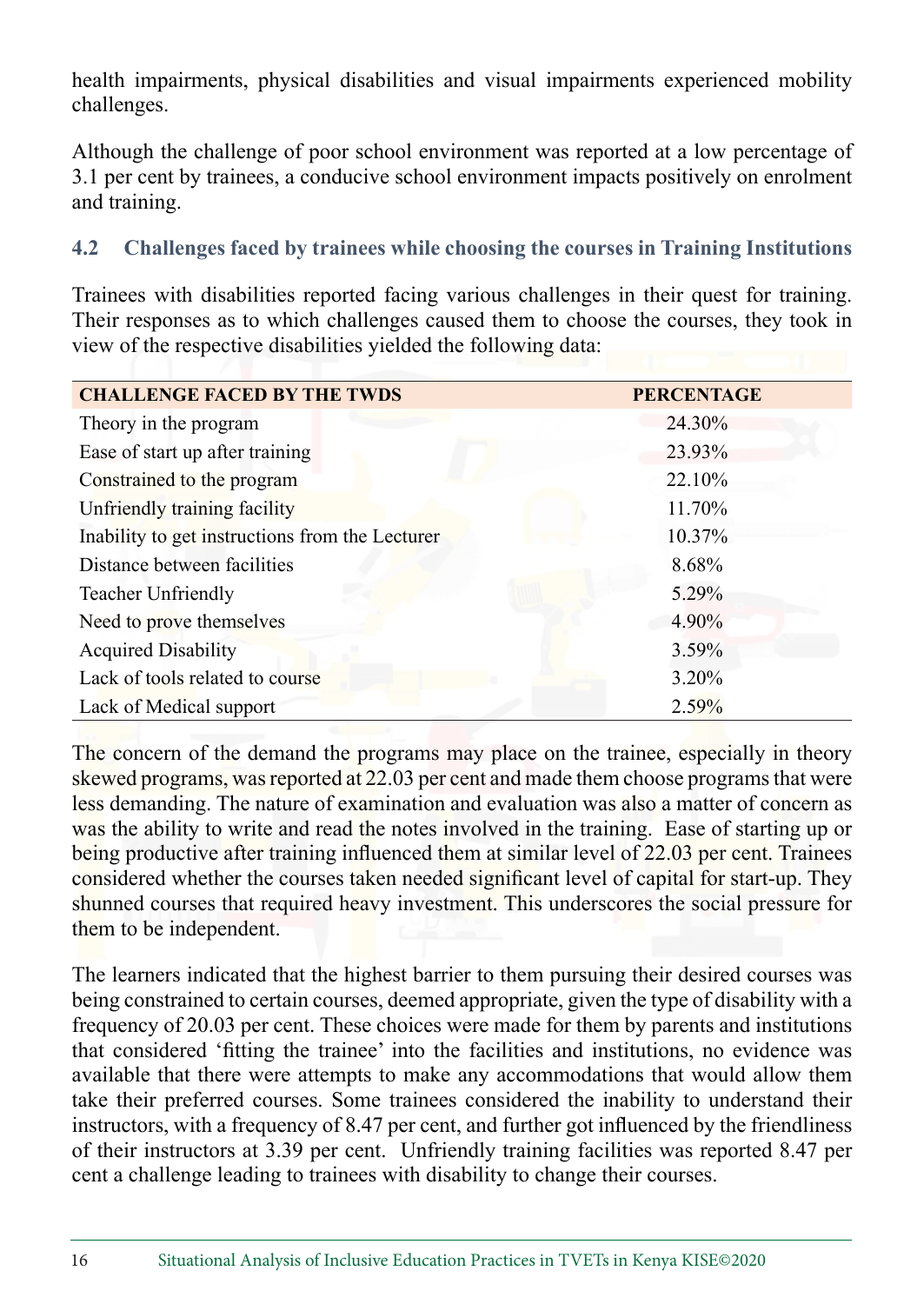health impairments, physical disabilities and visual impairments experienced mobility challenges.

Although the challenge of poor school environment was reported at a low percentage of 3.1 per cent by trainees, a conducive school environment impacts positively on enrolment and training.

## 4.2 Challenges faced by trainees while choosing the courses in Training Institutions

Trainees with disabilities reported facing various challenges in their quest for training. Their responses as to which challenges caused them to choose the courses, they took in view of the respective disabilities yielded the following data:

| CHALLENGE FACED BY THE TWDS | PERCENTAGE |
|---|---|
| Theory in the program | 24.30% |
| Ease of start up after training | 23.93% |
| Constrained to the program | 22.10% |
| Unfriendly training facility | 11.70% |
| Inability to get instructions from the Lecturer | 10.37% |
| Distance between facilities | 8.68% |
| Teacher Unfriendly | 5.29% |
| Need to prove themselves | 4.90% |
| Acquired Disability | 3.59% |
| Lack of tools related to course | 3.20% |
| Lack of Medical support | 2.59% |

The concern of the demand the programs may place on the trainee, especially in theory skewed programs, was reported at 22.03 per cent and made them choose programs that were less demanding. The nature of examination and evaluation was also a matter of concern as was the ability to write and read the notes involved in the training. Ease of starting up or being productive after training influenced them at similar level of 22.03 per cent. Trainees considered whether the courses taken needed significant level of capital for start-up. They shunned courses that required heavy investment. This underscores the social pressure for them to be independent.

The learners indicated that the highest barrier to them pursuing their desired courses was being constrained to certain courses, deemed appropriate, given the type of disability with a frequency of 20.03 per cent. These choices were made for them by parents and institutions that considered 'fitting the trainee' into the facilities and institutions, no evidence was available that there were attempts to make any accommodations that would allow them take their preferred courses. Some trainees considered the inability to understand their instructors, with a frequency of 8.47 per cent, and further got influenced by the friendliness of their instructors at 3.39 per cent. Unfriendly training facilities was reported 8.47 per cent a challenge leading to trainees with disability to change their courses.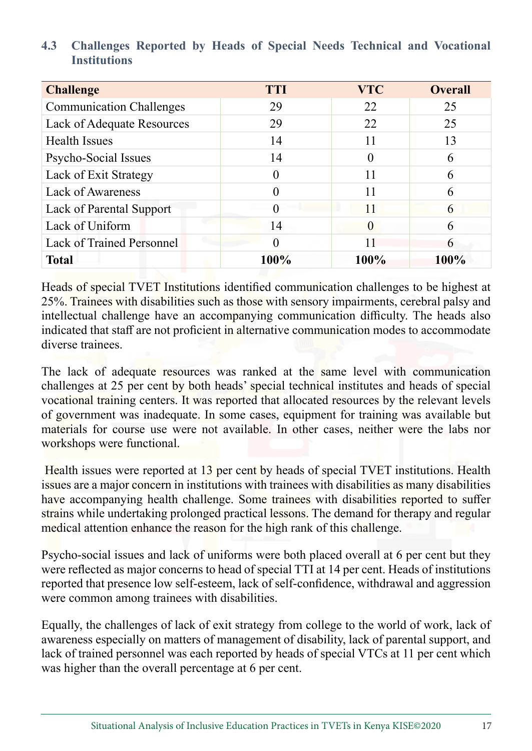### 4.3 Challenges Reported by Heads of Special Needs Technical and Vocational Institutions

| Challenge | TTI | VTC | Overall |
|---|---|---|---|
| Communication Challenges | 29 | 22 | 25 |
| Lack of Adequate Resources | 29 | 22 | 25 |
| Health Issues | 14 | 11 | 13 |
| Psycho-Social Issues | 14 | 0 | 6 |
| Lack of Exit Strategy | 0 | 11 | 6 |
| Lack of Awareness | 0 | 11 | 6 |
| Lack of Parental Support | 0 | 11 | 6 |
| Lack of Uniform | 14 | 0 | 6 |
| Lack of Trained Personnel | 0 | 11 | 6 |
| **Total** | **100%** | **100%** | **100%** |

Heads of special TVET Institutions identified communication challenges to be highest at 25%. Trainees with disabilities such as those with sensory impairments, cerebral palsy and intellectual challenge have an accompanying communication difficulty. The heads also indicated that staff are not proficient in alternative communication modes to accommodate diverse trainees.

The lack of adequate resources was ranked at the same level with communication challenges at 25 per cent by both heads' special technical institutes and heads of special vocational training centers. It was reported that allocated resources by the relevant levels of government was inadequate. In some cases, equipment for training was available but materials for course use were not available. In other cases, neither were the labs nor workshops were functional.

Health issues were reported at 13 per cent by heads of special TVET institutions. Health issues are a major concern in institutions with trainees with disabilities as many disabilities have accompanying health challenge. Some trainees with disabilities reported to suffer strains while undertaking prolonged practical lessons. The demand for therapy and regular medical attention enhance the reason for the high rank of this challenge.

Psycho-social issues and lack of uniforms were both placed overall at 6 per cent but they were reflected as major concerns to head of special TTI at 14 per cent. Heads of institutions reported that presence low self-esteem, lack of self-confidence, withdrawal and aggression were common among trainees with disabilities.

Equally, the challenges of lack of exit strategy from college to the world of work, lack of awareness especially on matters of management of disability, lack of parental support, and lack of trained personnel was each reported by heads of special VTCs at 11 per cent which was higher than the overall percentage at 6 per cent.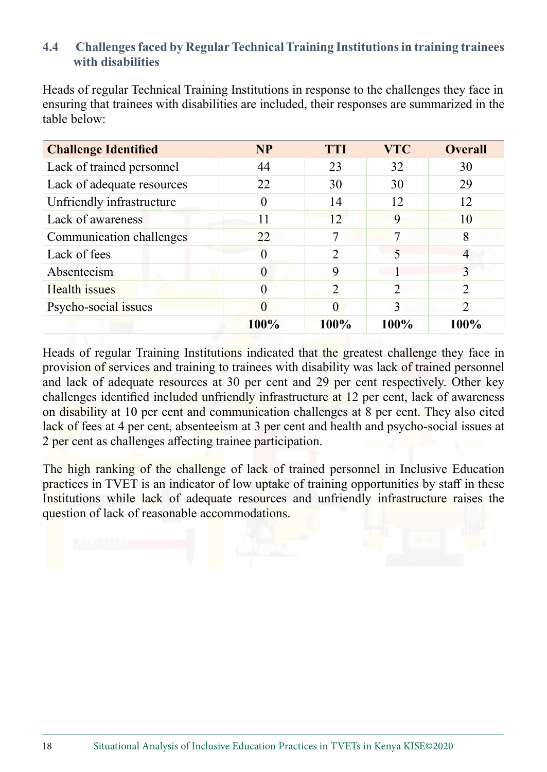### 4.4 Challenges faced by Regular Technical Training Institutions in training trainees with disabilities

Heads of regular Technical Training Institutions in response to the challenges they face in ensuring that trainees with disabilities are included, their responses are summarized in the table below:

| Challenge Identified | NP | TTI | VTC | Overall |
|---|---|---|---|---|
| Lack of trained personnel | 44 | 23 | 32 | 30 |
| Lack of adequate resources | 22 | 30 | 30 | 29 |
| Unfriendly infrastructure | 0 | 14 | 12 | 12 |
| Lack of awareness | 11 | 12 | 9 | 10 |
| Communication challenges | 22 | 7 | 7 | 8 |
| Lack of fees | 0 | 2 | 5 | 4 |
| Absenteeism | 0 | 9 | 1 | 3 |
| Health issues | 0 | 2 | 2 | 2 |
| Psycho-social issues | 0 | 0 | 3 | 2 |
| | **100%** | **100%** | **100%** | **100%** |

Heads of regular Training Institutions indicated that the greatest challenge they face in provision of services and training to trainees with disability was lack of trained personnel and lack of adequate resources at 30 per cent and 29 per cent respectively. Other key challenges identified included unfriendly infrastructure at 12 per cent, lack of awareness on disability at 10 per cent and communication challenges at 8 per cent. They also cited lack of fees at 4 per cent, absenteeism at 3 per cent and health and psycho-social issues at 2 per cent as challenges affecting trainee participation.

The high ranking of the challenge of lack of trained personnel in Inclusive Education practices in TVET is an indicator of low uptake of training opportunities by staff in these Institutions while lack of adequate resources and unfriendly infrastructure raises the question of lack of reasonable accommodations.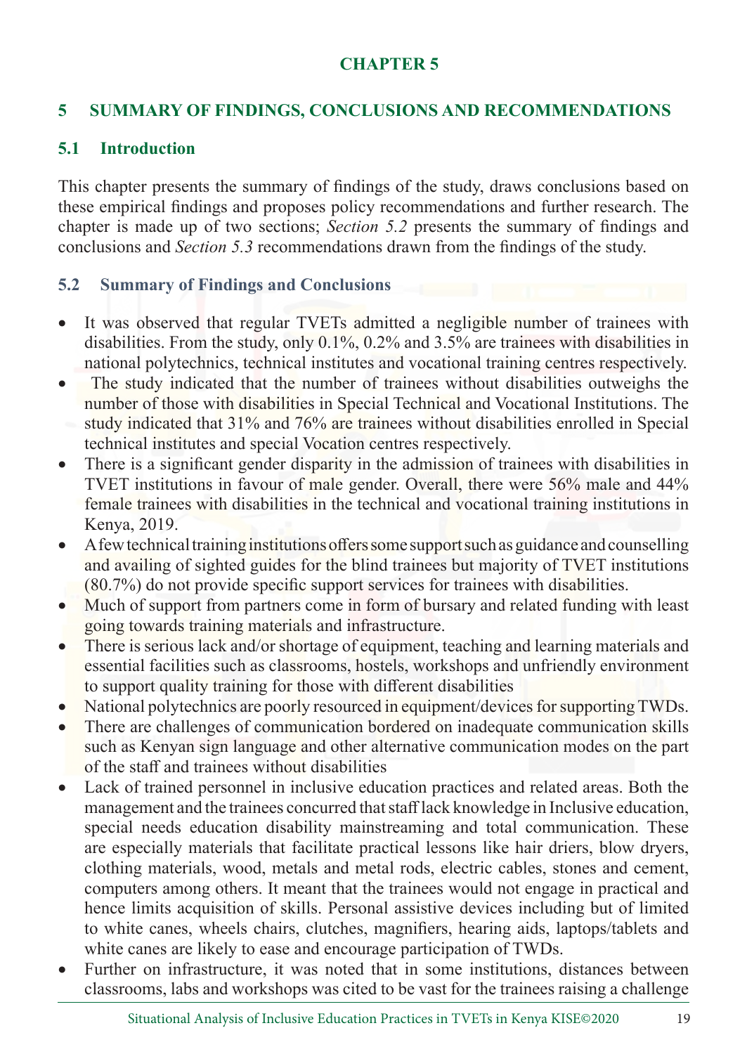**CHAPTER 5**

# 5 SUMMARY OF FINDINGS, CONCLUSIONS AND RECOMMENDATIONS

## 5.1 Introduction

This chapter presents the summary of findings of the study, draws conclusions based on these empirical findings and proposes policy recommendations and further research. The chapter is made up of two sections; *Section 5.2* presents the summary of findings and conclusions and *Section 5.3* recommendations drawn from the findings of the study.

## 5.2 Summary of Findings and Conclusions

- It was observed that regular TVETs admitted a negligible number of trainees with disabilities. From the study, only 0.1%, 0.2% and 3.5% are trainees with disabilities in national polytechnics, technical institutes and vocational training centres respectively.
- The study indicated that the number of trainees without disabilities outweighs the number of those with disabilities in Special Technical and Vocational Institutions. The study indicated that 31% and 76% are trainees without disabilities enrolled in Special technical institutes and special Vocation centres respectively.
- There is a significant gender disparity in the admission of trainees with disabilities in TVET institutions in favour of male gender. Overall, there were 56% male and 44% female trainees with disabilities in the technical and vocational training institutions in Kenya, 2019.
- A few technical training institutions offers some support such as guidance and counselling and availing of sighted guides for the blind trainees but majority of TVET institutions (80.7%) do not provide specific support services for trainees with disabilities.
- Much of support from partners come in form of bursary and related funding with least going towards training materials and infrastructure.
- There is serious lack and/or shortage of equipment, teaching and learning materials and essential facilities such as classrooms, hostels, workshops and unfriendly environment to support quality training for those with different disabilities
- National polytechnics are poorly resourced in equipment/devices for supporting TWDs.
- There are challenges of communication bordered on inadequate communication skills such as Kenyan sign language and other alternative communication modes on the part of the staff and trainees without disabilities
- Lack of trained personnel in inclusive education practices and related areas. Both the management and the trainees concurred that staff lack knowledge in Inclusive education, special needs education disability mainstreaming and total communication. These are especially materials that facilitate practical lessons like hair driers, blow dryers, clothing materials, wood, metals and metal rods, electric cables, stones and cement, computers among others. It meant that the trainees would not engage in practical and hence limits acquisition of skills. Personal assistive devices including but of limited to white canes, wheels chairs, clutches, magnifiers, hearing aids, laptops/tablets and white canes are likely to ease and encourage participation of TWDs.
- Further on infrastructure, it was noted that in some institutions, distances between classrooms, labs and workshops was cited to be vast for the trainees raising a challenge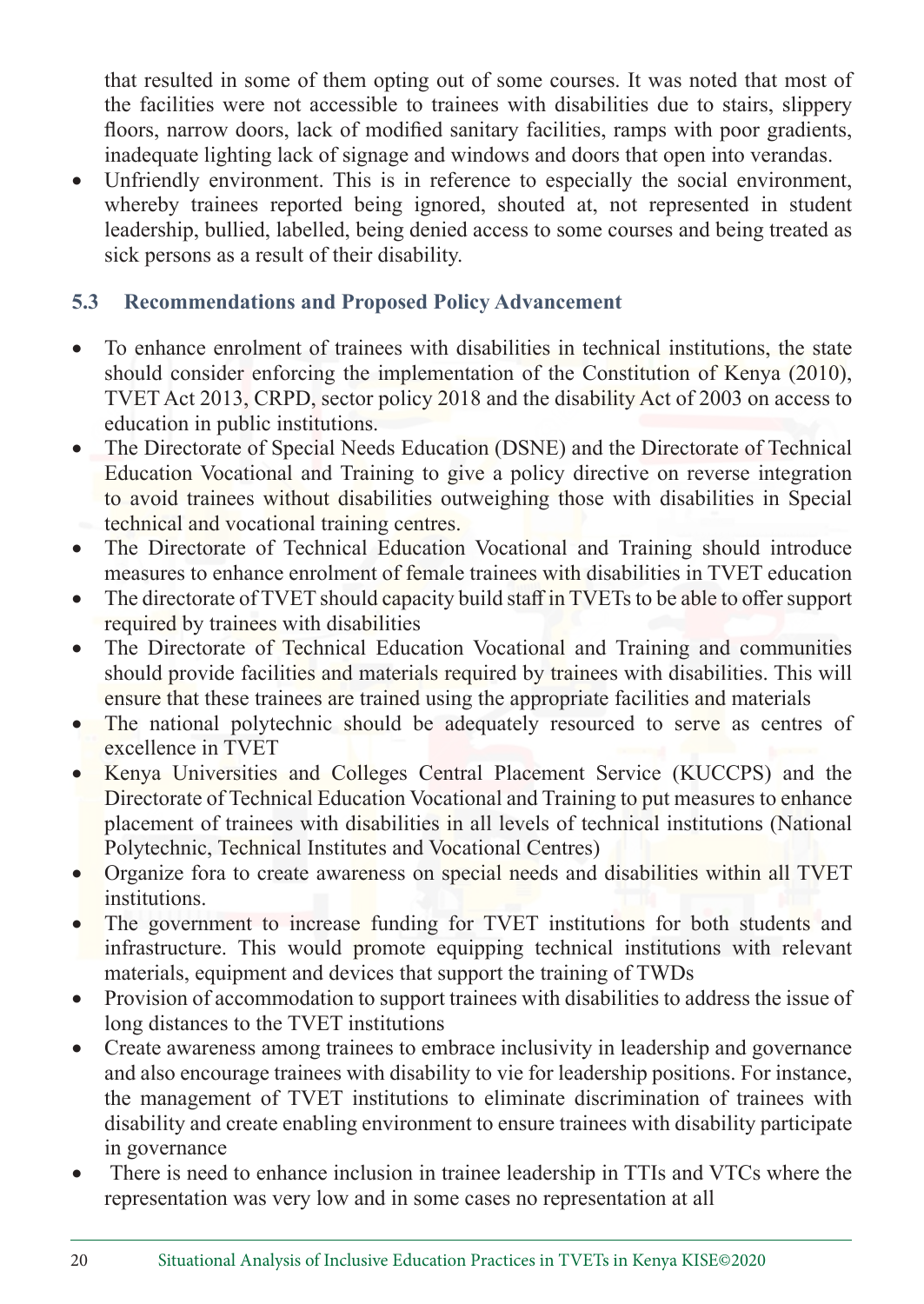that resulted in some of them opting out of some courses. It was noted that most of the facilities were not accessible to trainees with disabilities due to stairs, slippery floors, narrow doors, lack of modified sanitary facilities, ramps with poor gradients, inadequate lighting lack of signage and windows and doors that open into verandas.

- Unfriendly environment. This is in reference to especially the social environment, whereby trainees reported being ignored, shouted at, not represented in student leadership, bullied, labelled, being denied access to some courses and being treated as sick persons as a result of their disability.

### 5.3 Recommendations and Proposed Policy Advancement

- To enhance enrolment of trainees with disabilities in technical institutions, the state should consider enforcing the implementation of the Constitution of Kenya (2010), TVET Act 2013, CRPD, sector policy 2018 and the disability Act of 2003 on access to education in public institutions.
- The Directorate of Special Needs Education (DSNE) and the Directorate of Technical Education Vocational and Training to give a policy directive on reverse integration to avoid trainees without disabilities outweighing those with disabilities in Special technical and vocational training centres.
- The Directorate of Technical Education Vocational and Training should introduce measures to enhance enrolment of female trainees with disabilities in TVET education
- The directorate of TVET should capacity build staff in TVETs to be able to offer support required by trainees with disabilities
- The Directorate of Technical Education Vocational and Training and communities should provide facilities and materials required by trainees with disabilities. This will ensure that these trainees are trained using the appropriate facilities and materials
- The national polytechnic should be adequately resourced to serve as centres of excellence in TVET
- Kenya Universities and Colleges Central Placement Service (KUCCPS) and the Directorate of Technical Education Vocational and Training to put measures to enhance placement of trainees with disabilities in all levels of technical institutions (National Polytechnic, Technical Institutes and Vocational Centres)
- Organize fora to create awareness on special needs and disabilities within all TVET institutions.
- The government to increase funding for TVET institutions for both students and infrastructure. This would promote equipping technical institutions with relevant materials, equipment and devices that support the training of TWDs
- Provision of accommodation to support trainees with disabilities to address the issue of long distances to the TVET institutions
- Create awareness among trainees to embrace inclusivity in leadership and governance and also encourage trainees with disability to vie for leadership positions. For instance, the management of TVET institutions to eliminate discrimination of trainees with disability and create enabling environment to ensure trainees with disability participate in governance
- There is need to enhance inclusion in trainee leadership in TTIs and VTCs where the representation was very low and in some cases no representation at all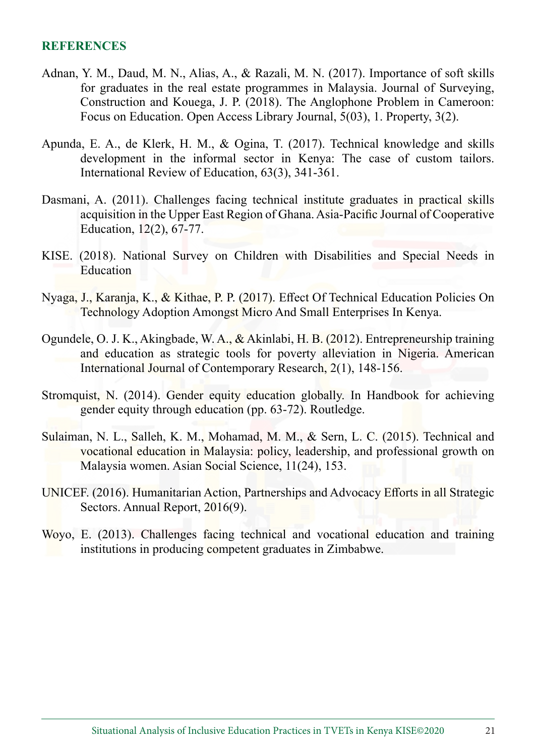## REFERENCES

Adnan, Y. M., Daud, M. N., Alias, A., & Razali, M. N. (2017). Importance of soft skills for graduates in the real estate programmes in Malaysia. Journal of Surveying, Construction and Kouega, J. P. (2018). The Anglophone Problem in Cameroon: Focus on Education. Open Access Library Journal, 5(03), 1. Property, 3(2).

Apunda, E. A., de Klerk, H. M., & Ogina, T. (2017). Technical knowledge and skills development in the informal sector in Kenya: The case of custom tailors. International Review of Education, 63(3), 341-361.

Dasmani, A. (2011). Challenges facing technical institute graduates in practical skills acquisition in the Upper East Region of Ghana. Asia-Pacific Journal of Cooperative Education, 12(2), 67-77.

KISE. (2018). National Survey on Children with Disabilities and Special Needs in Education

Nyaga, J., Karanja, K., & Kithae, P. P. (2017). Effect Of Technical Education Policies On Technology Adoption Amongst Micro And Small Enterprises In Kenya.

Ogundele, O. J. K., Akingbade, W. A., & Akinlabi, H. B. (2012). Entrepreneurship training and education as strategic tools for poverty alleviation in Nigeria. American International Journal of Contemporary Research, 2(1), 148-156.

Stromquist, N. (2014). Gender equity education globally. In Handbook for achieving gender equity through education (pp. 63-72). Routledge.

Sulaiman, N. L., Salleh, K. M., Mohamad, M. M., & Sern, L. C. (2015). Technical and vocational education in Malaysia: policy, leadership, and professional growth on Malaysia women. Asian Social Science, 11(24), 153.

UNICEF. (2016). Humanitarian Action, Partnerships and Advocacy Efforts in all Strategic Sectors. Annual Report, 2016(9).

Woyo, E. (2013). Challenges facing technical and vocational education and training institutions in producing competent graduates in Zimbabwe.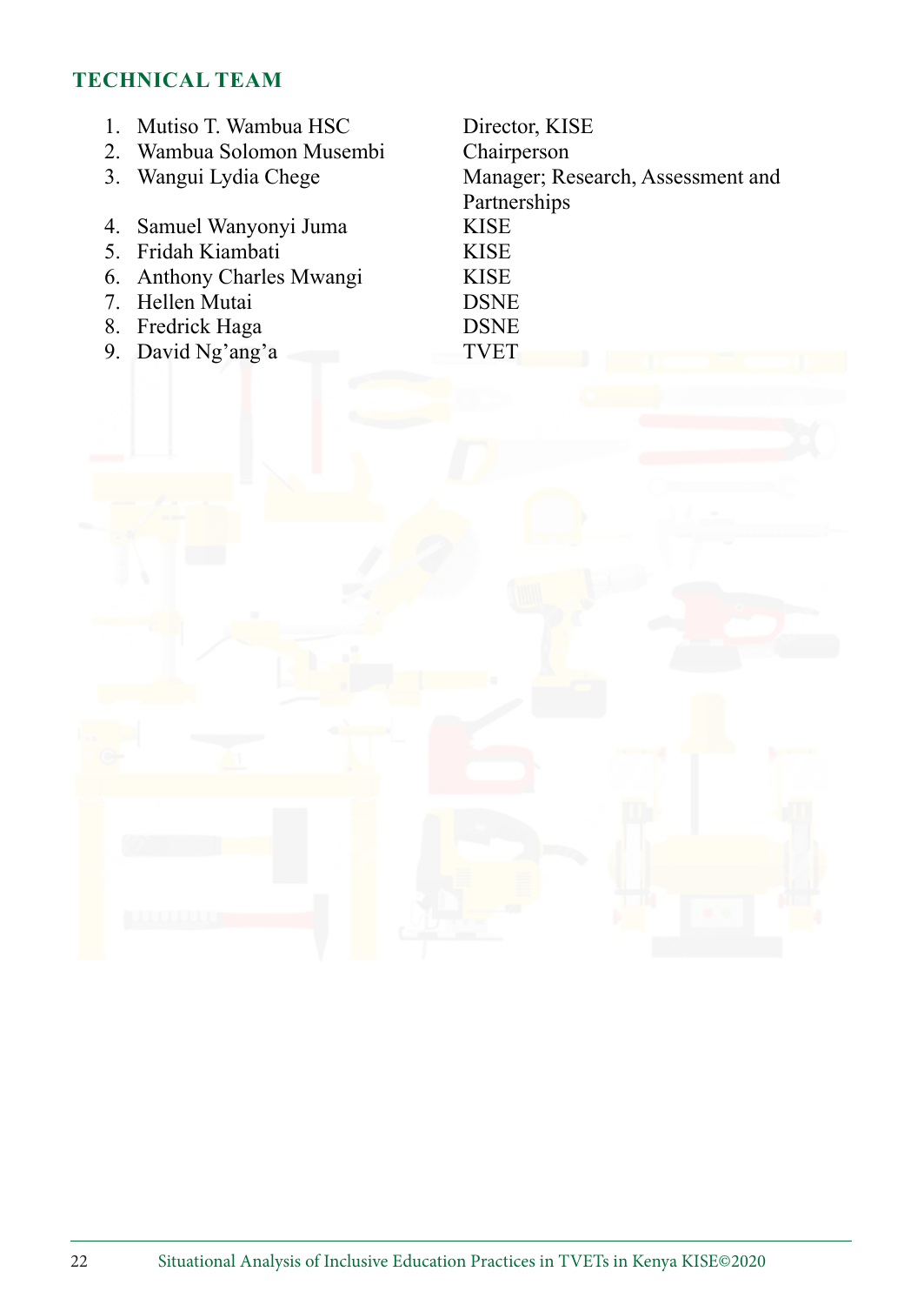## TECHNICAL TEAM

1. Mutiso T. Wambua HSC — Director, KISE
2. Wambua Solomon Musembi — Chairperson
3. Wangui Lydia Chege — Manager; Research, Assessment and Partnerships
4. Samuel Wanyonyi Juma — KISE
5. Fridah Kiambati — KISE
6. Anthony Charles Mwangi — KISE
7. Hellen Mutai — DSNE
8. Fredrick Haga — DSNE
9. David Ng'ang'a — TVET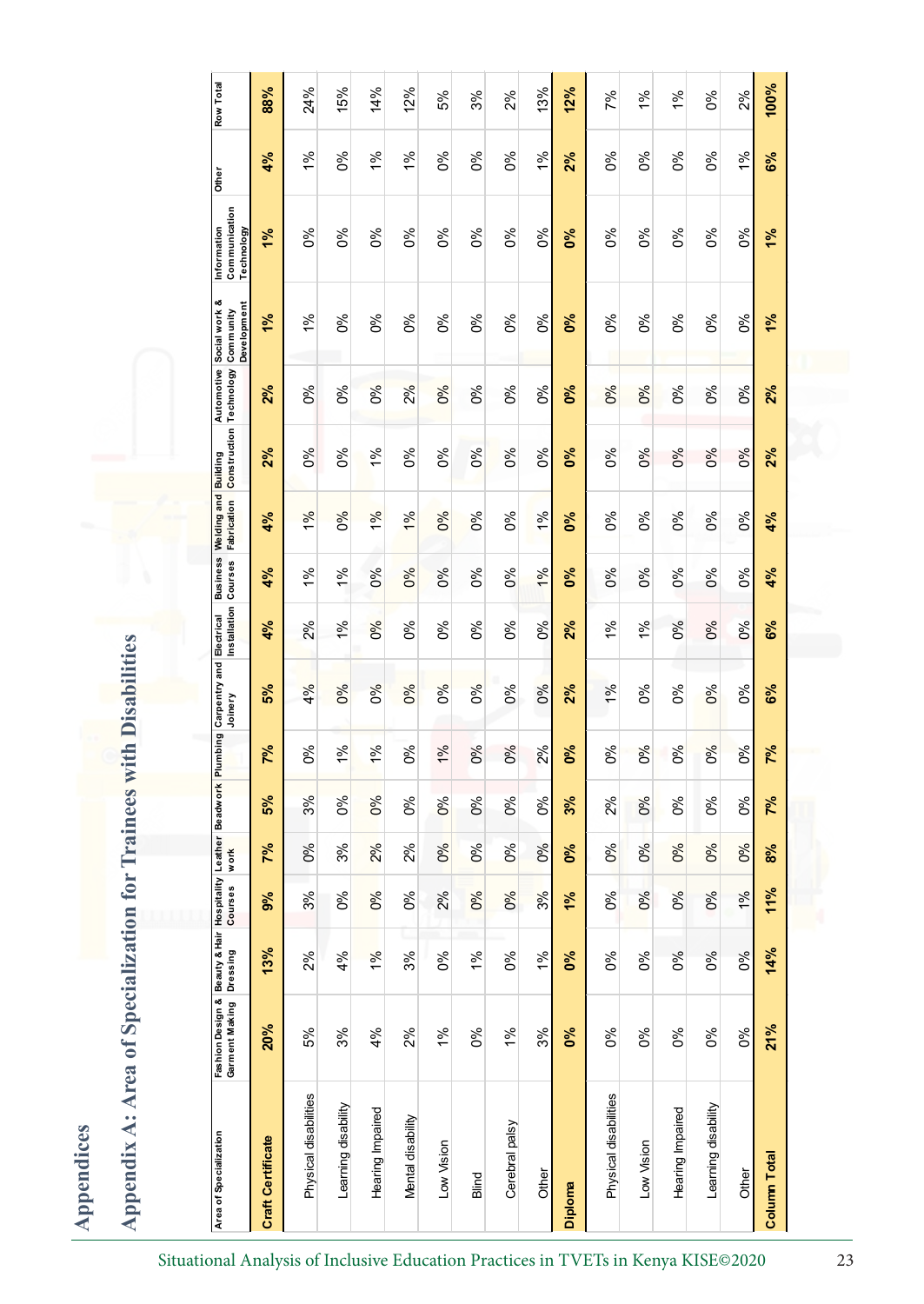# Appendices

## Appendix A: Area of Specialization for Trainees with Disabilities

| Area of Specialization | Fashion Design & Garment Making | Beauty & Hair Dressing | Hospitality Courses | Leather work | Beadwork | Plumbing | Carpentry and Joinery | Electrical Installation | Business Courses | Welding and Fabrication | Building Construction | Automotive Technology | Social work & Community Development | Information Communication Technology | Other | Row Total |
|---|---|---|---|---|---|---|---|---|---|---|---|---|---|---|---|---|
| **Craft Certificate** | **20%** | **13%** | **9%** | **7%** | **5%** | **7%** | **5%** | **4%** | **4%** | **4%** | **2%** | **2%** | **1%** | **1%** | **4%** | **88%** |
| Physical disabilities | 5% | 2% | 3% | 0% | 3% | 0% | 4% | 2% | 1% | 1% | 0% | 0% | 1% | 0% | 1% | 24% |
| Learning disability | 3% | 4% | 0% | 3% | 0% | 1% | 0% | 1% | 1% | 0% | 0% | 0% | 0% | 0% | 0% | 15% |
| Hearing Impaired | 4% | 1% | 0% | 2% | 0% | 1% | 0% | 0% | 0% | 1% | 1% | 0% | 0% | 0% | 1% | 14% |
| Mental disability | 2% | 3% | 0% | 2% | 0% | 0% | 0% | 0% | 0% | 1% | 0% | 2% | 0% | 0% | 1% | 12% |
| Low Vision | 1% | 0% | 2% | 0% | 0% | 1% | 0% | 0% | 0% | 0% | 0% | 0% | 0% | 0% | 0% | 5% |
| Blind | 0% | 1% | 0% | 0% | 0% | 0% | 0% | 0% | 0% | 0% | 0% | 0% | 0% | 0% | 0% | 3% |
| Cerebral palsy | 1% | 0% | 0% | 0% | 0% | 0% | 0% | 0% | 0% | 0% | 0% | 0% | 0% | 0% | 0% | 2% |
| Other | 3% | 1% | 3% | 0% | 0% | 2% | 0% | 0% | 1% | 1% | 0% | 0% | 0% | 0% | 1% | 13% |
| **Diploma** | **0%** | **0%** | **1%** | **0%** | **3%** | **0%** | **2%** | **2%** | **0%** | **0%** | **0%** | **0%** | **0%** | **0%** | **2%** | **12%** |
| Physical disabilities | 0% | 0% | 0% | 0% | 2% | 0% | 1% | 1% | 0% | 0% | 0% | 0% | 0% | 0% | 0% | 7% |
| Low Vision | 0% | 0% | 0% | 0% | 0% | 0% | 0% | 1% | 0% | 0% | 0% | 0% | 0% | 0% | 0% | 1% |
| Hearing Impaired | 0% | 0% | 0% | 0% | 0% | 0% | 0% | 0% | 0% | 0% | 0% | 0% | 0% | 0% | 0% | 1% |
| Learning disability | 0% | 0% | 0% | 0% | 0% | 0% | 0% | 0% | 0% | 0% | 0% | 0% | 0% | 0% | 0% | 0% |
| Other | 0% | 0% | 1% | 0% | 0% | 0% | 0% | 0% | 0% | 0% | 0% | 0% | 0% | 0% | 1% | 2% |
| **Column Total** | **21%** | **14%** | **11%** | **8%** | **7%** | **7%** | **6%** | **6%** | **4%** | **4%** | **2%** | **2%** | **1%** | **1%** | **6%** | **100%** |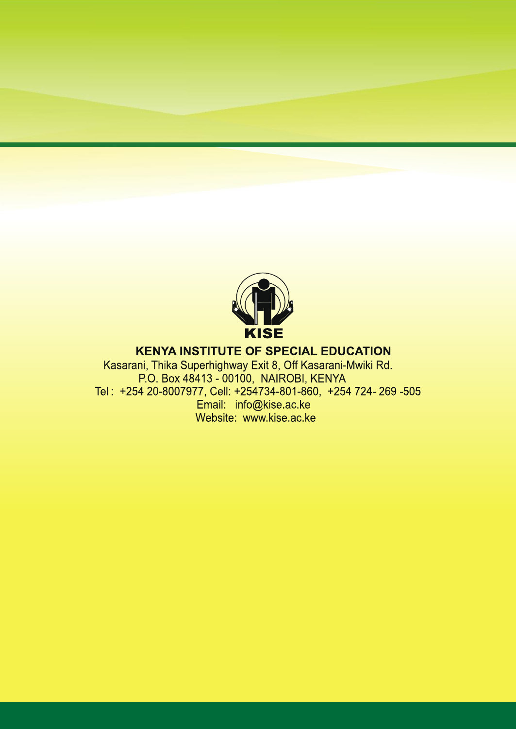KISE

**KENYA INSTITUTE OF SPECIAL EDUCATION**

Kasarani, Thika Superhighway Exit 8, Off Kasarani-Mwiki Rd.

P.O. Box 48413 - 00100, NAIROBI, KENYA

Tel : +254 20-8007977, Cell: +254734-801-860, +254 724- 269 -505

Email: info@kise.ac.ke

Website: www.kise.ac.ke